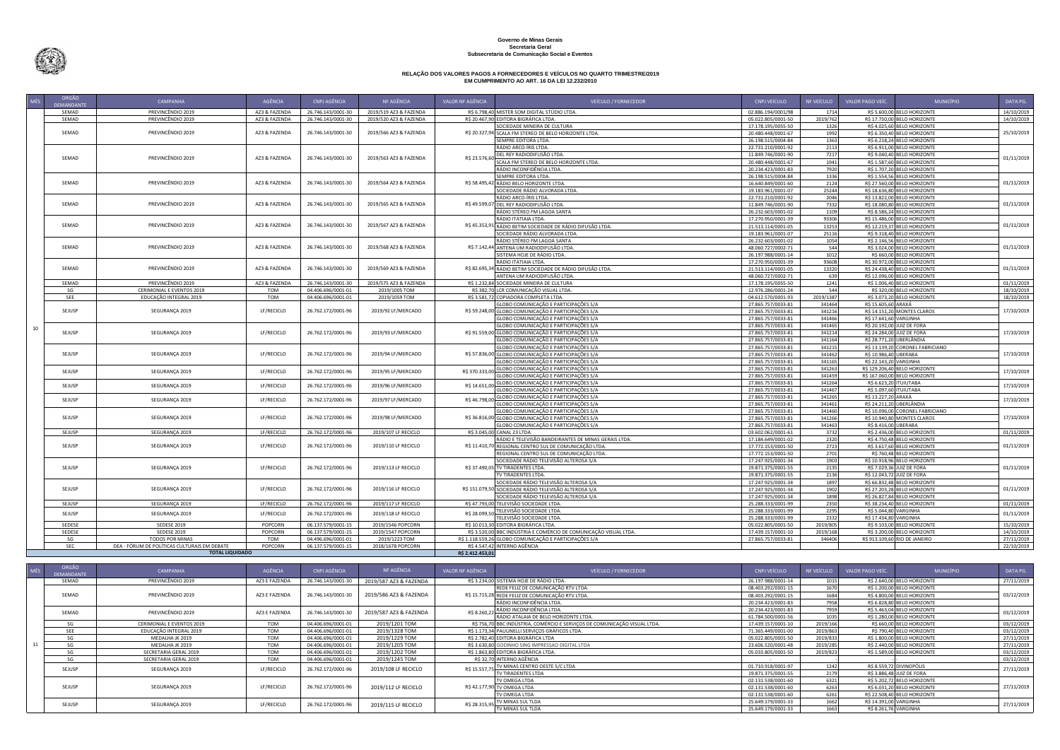**Governo de Minas Gerais**
**Secretaria Geral**
**Subsecretaria de Comunicação Social e Eventos**

## RELAÇÃO DOS VALORES PAGOS A FORNECEDORES E VEÍCULOS NO QUARTO TRIMESTRE/2019
## EM CUMPRIMENTO AO ART. 16 DA LEI 12.232/2010

| MÊS | ÓRGÃO DEMANDANTE | CAMPANHA | AGÊNCIA | CNPJ AGÊNCIA | NF AGÊNCIA | VALOR NF AGÊNCIA | VEÍCULO / FORNECEDOR | CNPJ VEÍCULO | NF VEÍCULO | VALOR PAGO VEÍC. | MUNICÍPIO | DATA PG. |
|---|---|---|---|---|---|---|---|---|---|---|---|---|
| 10 | SEMAD | PREVINCÊNDIO 2019 | AZ3 & FAZENDA | 26.746.143/0001-30 | 2019/519 AZ3 & FAZENDA | R$ 6.798,40 | MISTER SOM DIGITAL STÚDIO LTDA. | 02.886.194/0001/98 | 1714 | R$ 5.600,00 | BELO HORIZONTE | 14/10/2019 |
| | SEMAD | PREVINCÊNDIO 2019 | AZ3 & FAZENDA | 26.746.143/0001-30 | 2019/520 AZ3 & FAZENDA | R$ 20.467,90 | EDITORA BIGRÁFICA LTDA. | 05.022.805/0001-50 | 2019/762 | R$ 17.750,00 | BELO HORIZONTE | 14/10/2019 |
| | SEMAD | PREVINCÊNDIO 2019 | AZ3 & FAZENDA | 26.746.143/0001-30 | 2019/566 AZ3 & FAZENDA | R$ 20.327,94 | SOCIEDADE MINEIRA DE CULTURA | 17.178.195/0055-50 | 1326 | R$ 4.025,60 | BELO HORIZONTE | 25/10/2019 |
| | | | | | | | SCALA FM STEREO DE BELO HORIZONTE LTDA. | 20.480.448/0001-67 | 1992 | R$ 6.350,40 | BELO HORIZONTE | |
| | | | | | | | SEMPRE EDITORA LTDA. | 26.198.515/0004-84 | 1363 | R$ 6.218,24 | BELO HORIZONTE | |
| | SEMAD | PREVINCÊNDIO 2019 | AZ3 & FAZENDA | 26.746.143/0001-30 | 2019/563 AZ3 & FAZENDA | R$ 23.576,60 | RÁDIO ARCO-ÍRIS LTDA. | 22.731.210/0001-92 | 2113 | R$ 6.911,00 | BELO HORIZONTE | 01/11/2019 |
| | | | | | | | DEL REY RADIODIFUSÃO LTDA. | 11.849.746/0001-90 | 7217 | R$ 9.040,40 | BELO HORIZONTE | |
| | | | | | | | SCALA FM STEREO DE BELO HORIZONTE LTDA. | 20.480.448/0001-67 | 1941 | R$ 1.587,60 | BELO HORIZONTE | |
| | | | | | | | RÁDIO INCONFIDÊNCIA LTDA. | 20.234.423/0001-83 | 7920 | R$ 1.707,20 | BELO HORIZONTE | |
| | SEMAD | PREVINCÊNDIO 2019 | AZ3 & FAZENDA | 26.746.143/0001-30 | 2019/564 AZ3 & FAZENDA | R$ 58.495,42 | SEMPRE EDITORA LTDA. | 26.198.515/0004-84 | 1336 | R$ 1.554,56 | BELO HORIZONTE | 01/11/2019 |
| | | | | | | | RÁDIO BELO HORIZONTE LTDA. | 16.640.849/0001-60 | 2124 | R$ 27.560,00 | BELO HORIZONTE | |
| | | | | | | | SOCIEDADE RÁDIO ALVORADA LTDA. | 19.183.961/0001-07 | 25244 | R$ 18.636,80 | BELO HORIZONTE | |
| | SEMAD | PREVINCÊNDIO 2019 | AZ3 & FAZENDA | 26.746.143/0001-30 | 2019/565 AZ3 & FAZENDA | R$ 49.599,07 | RÁDIO ARCO-ÍRIS LTDA. | 22.731.210/0001-92 | 2046 | R$ 13.822,00 | BELO HORIZONTE | 01/11/2019 |
| | | | | | | | DEL REY RADIODIFUSÃO LTDA. | 11.849.746/0001-90 | 7332 | R$ 18.080,80 | BELO HORIZONTE | |
| | | | | | | | RÁDIO STÉREO FM LAGOA SANTA | 26.232.603/0001-02 | 1109 | R$ 8.586,24 | BELO HORIZONTE | |
| | SEMAD | PREVINCÊNDIO 2019 | AZ3 & FAZENDA | 26.746.143/0001-30 | 2019/567 AZ3 & FAZENDA | R$ 45.353,91 | RÁDIO ITATIAIA LTDA. | 17.270.950/0001-39 | 93306 | R$ 15.486,00 | BELO HORIZONTE | 01/11/2019 |
| | | | | | | | RÁDIO BETIM SOCIEDADE DE RÁDIO DIFUSÃO LTDA. | 21.513.114/0001-05 | 13253 | R$ 12.219,37 | BELO HORIZONTE | |
| | | | | | | | SOCIEDADE RÁDIO ALVORADA LTDA. | 19.183.961/0001-07 | 25116 | R$ 9.318,40 | BELO HORIZONTE | |
| | SEMAD | PREVINCÊNDIO 2019 | AZ3 & FAZENDA | 26.746.143/0001-30 | 2019/568 AZ3 & FAZENDA | R$ 7.142,44 | RÁDIO STÉREO FM LAGOA SANTA | 26.232.603/0001-02 | 1054 | R$ 2.146,56 | BELO HORIZONTE | 01/11/2019 |
| | | | | | | | ANTENA UM RADIODIFUSÃO LTDA. | 48.060.727/0002-71 | 544 | R$ 3.024,00 | BELO HORIZONTE | |
| | | | | | | | SISTEMA HOJE DE RÁDIO LTDA. | 26.197.988/0001-14 | 1012 | R$ 660,00 | BELO HORIZONTE | |
| | SEMAD | PREVINCÊNDIO 2019 | AZ3 & FAZENDA | 26.746.143/0001-30 | 2019/569 AZ3 & FAZENDA | R$ 82.695,34 | RÁDIO ITATIAIA LTDA. | 17.270.950/0001-39 | 93608 | R$ 30.972,00 | BELO HORIZONTE | 01/11/2019 |
| | | | | | | | RÁDIO BETIM SOCIEDADE DE RÁDIO DIFUSÃO LTDA. | 21.513.114/0001-05 | 13320 | R$ 24.438,40 | BELO HORIZONTE | |
| | | | | | | | ANTENA UM RADIODIFUSÃO LTDA. | 48.060.727/0002-71 | 639 | R$ 12.096,00 | BELO HORIZONTE | |
| | SEMAD | PREVINCÊNDIO 2019 | AZ3 & FAZENDA | 26.746.143/0001-30 | 2019/575 AZ3 & FAZENDA | R$ 1.232,84 | SOCIEDADE MINEIRA DE CULTURA | 17.178.195/0055-50 | 1241 | R$ 1.006,40 | BELO HORIZONTE | 01/11/2019 |
| | SG | CERIMONIAL E EVENTOS 2019 | TOM | 04.406.696/0001-01 | 2019/1005 TOM | R$ 382,70 | LCR COMUNICAÇÃO VISUAL LTDA. | 12.976.286/0001-24 | 544 | R$ 320,00 | BELO HORIZONTE | 18/10/2019 |
| | SEE | EDUCAÇÃO INTEGRAL 2019 | TOM | 04.406.696/0001-01 | 2019/1059 TOM | R$ 3.581,72 | COPIADORA COMPLETA LTDA. | 04.612.570/0001-93 | 2019/1387 | R$ 3.073,20 | BELO HORIZONTE | 18/10/2019 |
| | SEJUSP | SEGURANÇA 2019 | LF/RECICLO | 26.762.172/0001-96 | 2019/92 LF/MERCADO | R$ 59.248,00 | GLOBO COMUNICAÇÃO E PARTICIPAÇÕES S/A | 27.865.757/0033-81 | 341464 | R$ 15.605,60 | ARAXÁ | 17/10/2019 |
| | | | | | | | GLOBO COMUNICAÇÃO E PARTICIPAÇÕES S/A | 27.865.757/0033-81 | 341216 | R$ 14.151,20 | MONTES CLAROS | |
| | | | | | | | GLOBO COMUNICAÇÃO E PARTICIPAÇÕES S/A | 27.865.757/0033-81 | 341466 | R$ 17.641,60 | VARGINHA | |
| | SEJUSP | SEGURANÇA 2019 | LF/RECICLO | 26.762.172/0001-96 | 2019/93 LF/MERCADO | R$ 91.559,00 | GLOBO COMUNICAÇÃO E PARTICIPAÇÕES S/A | 27.865.757/0033-81 | 341465 | R$ 20.192,00 | JUIZ DE FORA | 17/10/2019 |
| | | | | | | | GLOBO COMUNICAÇÃO E PARTICIPAÇÕES S/A | 27.865.757/0033-81 | 341214 | R$ 24.284,00 | JUIZ DE FORA | |
| | | | | | | | GLOBO COMUNICAÇÃO E PARTICIPAÇÕES S/A | 27.865.757/0033-81 | 341164 | R$ 28.771,20 | UBERLÂNDIA | |
| | SEJUSP | SEGURANÇA 2019 | LF/RECICLO | 26.762.172/0001-96 | 2019/94 LF/MERCADO | R$ 57.836,00 | GLOBO COMUNICAÇÃO E PARTICIPAÇÕES S/A | 27.865.757/0033-81 | 341215 | R$ 13.139,20 | CORONEL FABRICIANO | 17/10/2019 |
| | | | | | | | GLOBO COMUNICAÇÃO E PARTICIPAÇÕES S/A | 27.865.757/0033-81 | 341462 | R$ 10.986,40 | UBERABA | |
| | | | | | | | GLOBO COMUNICAÇÃO E PARTICIPAÇÕES S/A | 27.865.757/0033-81 | 341165 | R$ 22.143,20 | VARGINHA | |
| | SEJUSP | SEGURANÇA 2019 | LF/RECICLO | 26.762.172/0001-96 | 2019/95 LF/MERCADO | R$ 370.333,00 | GLOBO COMUNICAÇÃO E PARTICIPAÇÕES S/A | 27.865.757/0033-81 | 341263 | R$ 129.206,40 | BELO HORIZONTE | 17/10/2019 |
| | | | | | | | GLOBO COMUNICAÇÃO E PARTICIPAÇÕES S/A | 27.865.757/0033-81 | 341459 | R$ 167.060,00 | BELO HORIZONTE | |
| | SEJUSP | SEGURANÇA 2019 | LF/RECICLO | 26.762.172/0001-96 | 2019/96 LF/MERCADO | R$ 14.651,00 | GLOBO COMUNICAÇÃO E PARTICIPAÇÕES S/A | 27.865.757/0033-81 | 341264 | R$ 6.623,20 | ITUIUTABA | 17/10/2019 |
| | | | | | | | GLOBO COMUNICAÇÃO E PARTICIPAÇÕES S/A | 27.865.757/0033-81 | 341467 | R$ 5.097,60 | ITUIUTABA | |
| | SEJUSP | SEGURANÇA 2019 | LF/RECICLO | 26.762.172/0001-96 | 2019/97 LF/MERCADO | R$ 46.798,00 | GLOBO COMUNICAÇÃO E PARTICIPAÇÕES S/A | 27.865.757/0033-81 | 341265 | R$ 13.227,20 | ARAXÁ | 17/10/2019 |
| | | | | | | | GLOBO COMUNICAÇÃO E PARTICIPAÇÕES S/A | 27.865.757/0033-81 | 341461 | R$ 24.211,20 | UBERLÂNDIA | |
| | SEJUSP | SEGURANÇA 2019 | LF/RECICLO | 26.762.172/0001-96 | 2019/98 LF/MERCADO | R$ 36.816,00 | GLOBO COMUNICAÇÃO E PARTICIPAÇÕES S/A | 27.865.757/0033-81 | 341460 | R$ 10.096,00 | CORONEL FABRICIANO | 17/10/2019 |
| | | | | | | | GLOBO COMUNICAÇÃO E PARTICIPAÇÕES S/A | 27.865.757/0033-81 | 341266 | R$ 10.940,80 | MONTES CLAROS | |
| | | | | | | | GLOBO COMUNICAÇÃO E PARTICIPAÇÕES S/A | 27.865.757/0033-81 | 341463 | R$ 8.416,00 | UBERABA | |
| | SEJUSP | SEGURANÇA 2019 | LF/RECICLO | 26.762.172/0001-96 | 2019/107 LF RECICLO | R$ 3.045,00 | CANAL 23 LTDA. | 03.602.062/0001-61 | 3732 | R$ 2.436,00 | BELO HORIZONTE | 01/11/2019 |
| | SEJUSP | SEGURANÇA 2019 | LF/RECICLO | 26.762.172/0001-96 | 2019/110 LF RECICLO | R$ 11.410,70 | RÁDIO E TELEVISÃO BANDEIRANTES DE MINAS GERAIS LTDA. | 17.184.649/0001-02 | 2320 | R$ 4.750,48 | BELO HORIZONTE | 01/11/2019 |
| | | | | | | | REGIONAL CENTRO SUL DE COMUNICAÇÃO LTDA. | 17.772.153/0001-50 | 2723 | R$ 3.617,60 | BELO HORIZONTE | |
| | | | | | | | REGIONAL CENTRO SUL DE COMUNICAÇÃO LTDA. | 17.772.153/0001-50 | 2701 | R$ 760,48 | BELO HORIZONTE | |
| | SEJUSP | SEGURANÇA 2019 | LF/RECICLO | 26.762.172/0001-96 | 2019/113 LF RECICLO | R$ 37.490,05 | SOCIEDADE RÁDIO TELEVISÃO ALTEROSA S/A | 17.247.925/0001-34 | 1903 | R$ 10.918,96 | BELO HORIZONTE | 01/11/2019 |
| | | | | | | | TV TIRADENTES LTDA. | 19.871.375/0001-55 | 2135 | R$ 7.029,36 | JUIZ DE FORA | |
| | | | | | | | TV TIRADENTES LTDA. | 19.871.375/0001-55 | 2136 | R$ 12.043,72 | JUIZ DE FORA | |
| | SEJUSP | SEGURANÇA 2019 | LF/RECICLO | 26.762.172/0001-96 | 2019/116 LF RECICLO | R$ 151.079,50 | SOCIEDADE RÁDIO TELEVISÃO ALTEROSA S/A | 17.247.925/0001-34 | 1897 | R$ 66.832,48 | BELO HORIZONTE | 01/11/2019 |
| | | | | | | | SOCIEDADE RÁDIO TELEVISÃO ALTEROSA S/A | 17.247.925/0001-34 | 1902 | R$ 27.203,28 | BELO HORIZONTE | |
| | | | | | | | SOCIEDADE RÁDIO TELEVISÃO ALTEROSA S/A | 17.247.925/0001-34 | 1898 | R$ 26.827,84 | BELO HORIZONTE | |
| | SEJUSP | SEGURANÇA 2019 | LF/RECICLO | 26.762.172/0001-96 | 2019/117 LF RECICLO | R$ 47.793,00 | TELEVISÃO SOCIEDADE LTDA. | 25.288.333/0001-99 | 2350 | R$ 38.234,40 | BELO HORIZONTE | 01/11/2019 |
| | SEJUSP | SEGURANÇA 2019 | LF/RECICLO | 26.762.172/0001-96 | 2019/118 LF RECICLO | R$ 28.099,50 | TELEVISÃO SOCIEDADE LTDA. | 25.288.333/0001-99 | 2295 | R$ 5.044,80 | VARGINHA | 01/11/2019 |
| | | | | | | | TELEVISÃO SOCIEDADE LTDA. | 25.288.333/0001-99 | 2332 | R$ 17.434,80 | VARGINHA | |
| | SEDESE | SEDESE 2019 | POPCORN | 06.137.579/0001-15 | 2019/1546 POPCORN | R$ 10.013,30 | EDITORA BIGRÁFICA LTDA. | 05.022.805/0001-50 | 2019/805 | R$ 9.103,00 | BELO HORIZONTE | 15/10/2019 |
| | SEDESE | SEDESE 2019 | POPCORN | 06.137.579/0001-15 | 2019/1547 POPCORN | R$ 3.520,00 | BBC INDÚSTRIA E COMÉRCIO DE COMUNICAÇÃO VISUAL LTDA. | 17.439.157/0001-10 | 2019/168 | R$ 3.200,00 | BELO HORIZONTE | 14/10/2019 |
| | SG | TODOS POR MINAS | TOM | 04.496.696/0001-01 | 2019/1223 TOM | R$ 1.118.559,26 | GLOBO COMUNICAÇÃO E PARTICIPAÇÕES S/A | 27.865.757/0033-81 | 346406 | R$ 913.109,60 | RIO DE JANEIRO | 27/11/2019 |
| | SEC | DEA - FÓRUM DE POLÍTICAS CULTURAIS EM DEBATE | POPCORN | 06.137.579/0001-15 | 2018/1678 POPCORN | R$ 4.547,42 | INTERNO AGÊNCIA | | | | | 22/10/2019 |
| | | **TOTAL LIQUIDADO** | | | | **R$ 2.412.453,01** | | | | | | |

| MÊS | ÓRGÃO DEMANDANTE | CAMPANHA | AGÊNCIA | CNPJ AGÊNCIA | NF AGÊNCIA | VALOR NF AGÊNCIA | VEÍCULO / FORNECEDOR | CNPJ VEÍCULO | NF VEÍCULO | VALOR PAGO VEÍC. | MUNICÍPIO | DATA PG. |
|---|---|---|---|---|---|---|---|---|---|---|---|---|
| 11 | SEMAD | PREVINCÊNDIO 2019 | AZ3 E FAZENDA | 26.746.143/0001-30 | 2019/587 AZ3 & FAZENDA | R$ 3.234,00 | SISTEMA HOJE DE RÁDIO LTDA. | 26.197.988/0001-14 | 1015 | R$ 2.640,00 | BELO HORIZONTE | 27/11/2019 |
| | SEMAD | PREVINCÊNDIO 2019 | AZ3 E FAZENDA | 26.746.143/0001-30 | 2019/586 AZ3 & FAZENDA | R$ 15.715,28 | REDE FELIZ DE COMUNICAÇÃO RTV LTDA. | 08.403.292/0001-15 | 1670 | R$ 1.200,00 | BELO HORIZONTE | 03/12/2019 |
| | | | | | | | REDE FELIZ DE COMUNICAÇÃO RTV LTDA. | 08.403.292/0001-15 | 1684 | R$ 4.800,00 | BELO HORIZONTE | |
| | | | | | | | RÁDIO INCONFIDÊNCIA LTDA. | 20.234.423/0001-83 | 7958 | R$ 6.828,80 | BELO HORIZONTE | |
| | SEMAD | PREVINCÊNDIO 2019 | AZ3 E FAZENDA | 26.746.143/0001-30 | 2019/587 AZ3 & FAZENDA | R$ 8.260,22 | RÁDIO INCONFIDÊNCIA LTDA. | 20.234.423/0001-83 | 7959 | R$ 5.463,04 | BELO HORIZONTE | 03/12/2019 |
| | | | | | | | RÁDIO ATALAIA DE BELO HORIZONTE LTDA. | 61.784.500/0001-56 | 1035 | R$ 1.280,00 | BELO HORIZONTE | |
| | SG | CERIMONIAL E EVENTOS 2019 | TOM | 04.406.696/0001-01 | 2019/1201 TOM | R$ 756,70 | BBC INDÚSTRIA, COMÉRCIO E SERVIÇOS DE COMUNICAÇÃO VISUAL LTDA. | 17.439.157/0001-10 | 2019/166 | R$ 660,00 | BELO HORIZONTE | 03/12/2019 |
| | SEE | EDUCAÇÃO INTEGRAL 2019 | TOM | 04.406.696/0001-01 | 2019/1328 TOM | R$ 1.173,34 | PAULINELLI SERVIÇOS GRÁFICOS LTDA. | 71.365.449/0001-00 | 2019/863 | R$ 790,40 | BELO HORIZONTE | 03/12/2019 |
| | SG | MEDALHA JK 2019 | TOM | 04.406.696/0001-01 | 2019/1229 TOM | R$ 2.782,40 | EDITORA BIGRÁFICA LTDA | 05.022.805/0001-50 | 2019/833 | R$ 1.800,00 | BELO HORIZONTE | 27/11/2019 |
| | SG | MEDALHA JK 2019 | TOM | 04.406.696/0001-01 | 2019/1205 TOM | R$ 3.630,80 | GODINHO SING IMPRESSAO DIGITAL LTDA | 23.606.520/0001-48 | 2019/285 | R$ 2.440,00 | BELO HORIZONTE | 27/11/2019 |
| | SG | SECRETARIA GERAL 2019 | TOM | 04.406.696/0001-01 | 2019/1202 TOM | R$ 1.863,80 | EDITORA BIGRÁFICA LTDA. | 05.033.805/0001-50 | 2019/823 | R$ 1.589,00 | BELO HORIZONTE | 03/12/2019 |
| | SG | SECRETARIA GERAL 2019 | TOM | 04.406.696/0001-01 | 2019/1245 TOM | R$ 32,70 | INTERNO AGÊNCIA | | | | | 03/12/2019 |
| | SEJUSP | SEGURANÇA 2019 | LF/RECICLO | 26.762.172/0001-96 | 2019/108 LF RECICLO | R$ 15.557,75 | TV MINAS CENTRO OESTE S/C LTDA | 01.710.918/0001-97 | 1242 | R$ 8.559,72 | DIVINÓPOLIS | 27/11/2019 |
| | | | | | | | TV TIRADENTES LTDA | 19.871.375/0001-55 | 2179 | R$ 3.886,48 | JUIZ DE FORA | |
| | SEJUSP | SEGURANÇA 2019 | LF/RECICLO | 26.762.172/0001-96 | 2019/112 LF RECICLO | R$ 42.177,90 | TV OMEGA LTDA | 02.131.538/0001-60 | 6321 | R$ 5.202,72 | BELO HORIZONTE | 27/11/2019 |
| | | | | | | | TV OMEGA LTDA | 02.131.538/0001-60 | 6263 | R$ 6.031,20 | BELO HORIZONTE | |
| | | | | | | | TV OMEGA LTDA | 02.131.538/0001-60 | 6261 | R$ 22.508,40 | BELO HORIZONTE | |
| | SEJUSP | SEGURANÇA 2019 | LF/RECICLO | 26.762.172/0001-96 | 2019/115 LF RECICLO | R$ 28.315,95 | TV MINAS SUL TLDA | 25.649.179/0001-33 | 1662 | R$ 14.391,00 | VARGINHA | 27/11/2019 |
| | | | | | | | TV MINAS SUL TLDA | 25.649.179/0001-33 | 1663 | R$ 8.261,76 | VARGINHA | |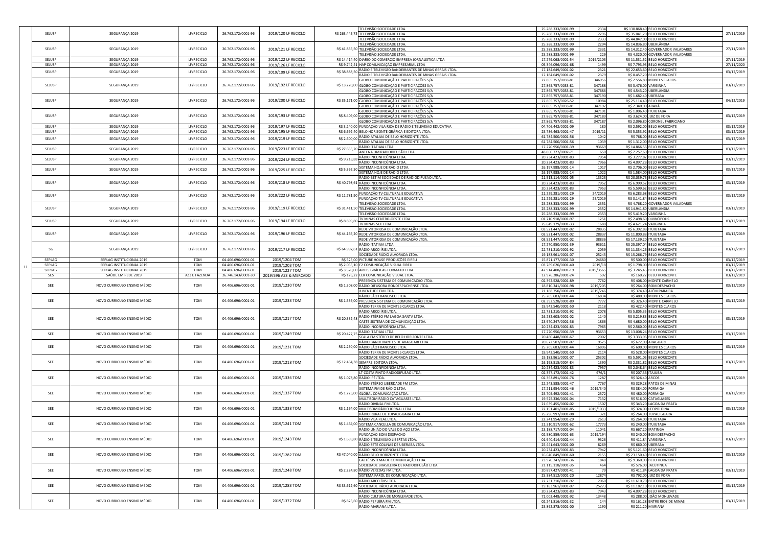| | | | | | | | | | | | | |
|---|---|---|---|---|---|---|---|---|---|---|---|---|
| | SEJUSP | SEGURANÇA 2019 | LF/RECICLO | 26.762.172/0001-96 | 2019/120 LF RECICLO | R$ 263.445,75 | TELEVISÃO SOCIEDADE LTDA. | 25.288.333/0001-99 | 2334 | R$ 130.868,40 | BELO HORIZONTE | 27/11/2019 |
| | | | | | | | TELEVISÃO SOCIEDADE LTDA. | 25.288.333/0001-99 | 2296 | R$ 35.041,20 | BELO HORIZONTE | |
| | | | | | | | TELEVISÃO SOCIEDADE LTDA. | 25.288.333/0001-99 | 2333 | R$ 44.847,00 | BELO HORIZONTE | |
| | SEJUSP | SEGURANÇA 2019 | LF/RECICLO | 26.762.172/0001-96 | 2019/121 LF RECICLO | R$ 41.836,50 | TELEVISÃO SOCIEDADE LTDA. | 25.288.333/0001-99 | 2294 | R$ 14.836,80 | UBERLÂNDIA | 27/11/2019 |
| | | | | | | | TELEVISÃO SOCIEDADE LTDA. | 25.288.333/0001-99 | 2331 | R$ 14.312,40 | GOVERNADOR VALADARES | |
| | | | | | | | TELEVISÃO SOCIEDADE LTDA. | 25.288.333/0001-99 | 229 | R$ 4.320,00 | GOVERNADOR VALADARES | |
| | SEJUSP | SEGURANÇA 2019 | LF/RECICLO | 26.762.172/0001-96 | 2019/122 LF RECICLO | R$ 14.414,40 | DIARIO DO COMERCIO EMPRESA JORNALISTICA LTDA | 17.279.068/0001-54 | 2019/2103 | R$ 11.531,52 | BELO HORIZONTE | 27/11/2019 |
| | SEJUSP | SEGURANÇA 2019 | LF/RECICLO | 26.762.172/0001-96 | 2019/126 LF RECICLO | R$ 9.742,41 | HAP COMUNICAÇÃO EMPRESARIAL LTDA | 05.346.096/0001-68 | 1499 | R$ 7.793,93 | BELO HORIZONTE | 27/11/2020 |
| | SEJUSP | SEGURANÇA 2019 | LF/RECICLO | 26.762.172/0001-96 | 2019/109 LF RECICLO | R$ 38.888,50 | RÁDIO E TELEVISÃO BANDEIRANTES DE MINAS GERAIS LTDA. | 17.184.649/0001-02 | 2321 | R$ 22.653,60 | BELO HORIZONTE | 03/12/2019 |
| | | | | | | | RÁDIO E TELEVISÃO BANDEIRANTES DE MINAS GERAIS LTDA. | 17.184.649/0001-02 | 2379 | R$ 8.457,20 | BELO HORIZONTE | |
| | SEJUSP | SEGURANÇA 2019 | LF/RECICLO | 26.762.172/0001-96 | 2019/192 LF RECICLO | R$ 13.220,00 | GLOBO COMUNICAÇÃO E PARTICIPAÇÕES S/A | 27.865.757/0033-81 | 346956 | R$ 2.556,80 | MONTES CLAROS | 03/12/2019 |
| | | | | | | | GLOBO COMUNICAÇÃO E PARTICIPAÇÕES S/A | 27.865.757/0033-81 | 347188 | R$ 3.476,00 | VARGINHA | |
| | | | | | | | GLOBO COMUNICAÇÃO E PARTICIPAÇÕES S/A | 27.865.757/0033-81 | 347686 | R$ 4.543,20 | UBERLÂNDIA | |
| | SEJUSP | SEGURANÇA 2019 | LF/RECICLO | 26.762.172/0001-96 | 2019/200 LF RECICLO | R$ 35.171,00 | GLOBO COMUNICAÇÃO E PARTICIPAÇÕES S/A | 27.865.757/0033-81 | 347190 | R$ 1.682,40 | UBERABA | 04/12/2019 |
| | | | | | | | GLOBO COMUNICAÇÃO E PARTICIPAÇÕES S/A | 27.865.757/0026-52 | 10984 | R$ 25.114,40 | BELO HORIZONTE | |
| | | | | | | | GLOBO COMUNICAÇÃO E PARTICIPAÇÕES S/A | 27.865.757/0033-81 | 347192 | R$ 2.340,00 | ARAXÁ | |
| | SEJUSP | SEGURANÇA 2019 | LF/RECICLO | 26.762.172/0001-96 | 2019/193 LF RECICLO | R$ 8.409,00 | GLOBO COMUNICAÇÃO E PARTICIPAÇÕES S/A | 27.865.757/0033-81 | 347191 | R$ 1.006,40 | ITUIUTABA | 03/12/2019 |
| | | | | | | | GLOBO COMUNICAÇÃO E PARTICIPAÇÕES S/A | 27.865.757/0033-81 | 347189 | R$ 3.624,00 | JUIZ DE FORA | |
| | | | | | | | GLOBO COMUNICAÇÃO E PARTICIPAÇÕES S/A | 27.865.757/0033-81 | 347187 | R$ 2.096,80 | CORONEL FABRICIANO | |
| | SEJUSP | SEGURANÇA 2019 | LF/RECICLO | 26.762.172/0001-96 | 2019/197 LF RECICLO | R$ 3.240,00 | FUNDAÇÃO VILA RICA DE RÁDIO E TELEVISÃO EDUCATIVA | 04.706.442/0001-09 | 180 | R$ 2.592,00 | BELO HORIZONTE | 03/12/2019 |
| | SEJUSP | SEGURANÇA 2019 | LF/RECICLO | 26.762.172/0001-96 | 2019/195 LF RECICLO | R$ 6.692,40 | BELO HORIZONTE GRÁFICA E EDITORA LTDA. | 25.736.463/0001-47 | 2019/11 | R$ 5.353,92 | BELO HORIZONTE | 03/12/2019 |
| | SEJUSP | SEGURANÇA 2019 | LF/RECICLO | 26.762.172/0001-96 | 2019/219 LF RECICLO | R$ 2.600,00 | RÁDIO ATALAIA DE BELO HORIZONTE LTDA. | 61.784.500/0001-56 | 1042 | R$ 768,00 | BELO HORIZONTE | 03/12/2019 |
| | | | | | | | RÁDIO ATALAIA DE BELO HORIZONTE LTDA. | 61.784.500/0001-56 | 1039 | R$ 1.312,00 | BELO HORIZONTE | |
| | SEJUSP | SEGURANÇA 2019 | LF/RECICLO | 26.762.172/0001-96 | 2019/223 LF RECICLO | R$ 27.655,20 | RÁDIO ITATIAIA LTDA. | 17.270.950/0001-39 | 93669 | R$ 14.866,56 | BELO HORIZONTE | 03/12/2019 |
| | | | | | | | ANTENA UM RADIODIFUSÃO LTDA. | 48.060.727/0002-71 | 650 | R$ 7.257,60 | BELO HORIZONTE | |
| | SEJUSP | SEGURANÇA 2019 | LF/RECICLO | 26.762.172/0001-96 | 2019/224 LF RECICLO | R$ 9.218,88 | RÁDIO INCONFIDÊNCIA LTDA. | 20.234.423/0001-83 | 7954 | R$ 3.277,82 | BELO HORIZONTE | 03/12/2019 |
| | | | | | | | RÁDIO INCONFIDÊNCIA LTDA. | 20.234.423/0001-83 | 7966 | R$ 4.097,28 | BELO HORIZONTE | |
| | SEJUSP | SEGURANÇA 2019 | LF/RECICLO | 26.762.172/0001-96 | 2019/225 LF RECICLO | R$ 5.362,50 | SISTEMA HOJE DE RÁDIO LTDA. | 26.197.988/0001-14 | 1017 | R$ 2.706,00 | BELO HORIZONTE | 03/12/2019 |
| | | | | | | | SISTEMA HOJE DE RÁDIO LTDA. | 26.197.988/0001-14 | 1022 | R$ 1.584,00 | BELO HORIZONTE | |
| | SEJUSP | SEGURANÇA 2019 | LF/RECICLO | 26.762.172/0001-96 | 2019/218 LF RECICLO | R$ 40.798,61 | RÁDIO BETIM SOCIEDADE DE RADIODIFUSÃO LTDA. | 21.513.114/0001-05 | 13323 | R$ 20.039,75 | BELO HORIZONTE | 03/12/2019 |
| | | | | | | | RÁDIO INCONFIDÊNCIA LTDA. | 20.234.423/0001-83 | 7952 | R$ 6.999,52 | BELO HORIZONTE | |
| | | | | | | | RÁDIO INCONFIDÊNCIA LTDA. | 20.234.423/0001-83 | 7953 | R$ 5.599,62 | BELO HORIZONTE | |
| | SEJUSP | SEGURANÇA 2019 | LF/RECICLO | 26.762.172/0001-96 | 2019/222 LF RECICLO | R$ 11.781,90 | FUNDAÇÃO TV CULTURAL E EDUCATIVA | 21.229.281/0001-29 | 24/2019 | R$ 6.283,68 | BELO HORIZONTE | 03/12/2019 |
| | | | | | | | FUNDAÇÃO TV CULTURAL E EDUCATIVA | 21.229.281/0001-29 | 25/2019 | R$ 3.141,84 | BELO HORIZONTE | |
| | SEJUSP | SEGURANÇA 2019 | LF/RECICLO | 26.762.172/0001-96 | 2019/119 LF RECICLO | R$ 31.411,50 | TELEVISÃO SOCIEDADE LTDA. | 25.288.333/0001-99 | 2351 | R$ 4.768,20 | GOVERNADOR VALADARES | 03/12/2019 |
| | | | | | | | TELEVISÃO SOCIEDADE LTDA. | 25.288.333/0001-99 | 2352 | R$ 14.941,80 | UBERLÂNDIA | |
| | | | | | | | TELEVISÃO SOCIEDADE LTDA. | 25.288.333/0001-99 | 2353 | R$ 5.419,20 | VARGINHA | |
| | SEJUSP | SEGURANÇA 2019 | LF/RECICLO | 26.762.172/0001-96 | 2019/194 LF RECICLO | R$ 8.899,80 | TV MINAS CENTRO-OESTE LTDA. | 01.710.918/0001-97 | 1251 | R$ 2.498,60 | DIVINÓPOLIS | 03/12/2019 |
| | | | | | | | TV MINAS SUL LTDA. | 25.649.179/0001-33 | 1688 | R$ 4.621,24 | VARGINHA | |
| | SEJUSP | SEGURANÇA 2019 | LF/RECICLO | 26.762.172/0001-96 | 2019/196 LF RECICLO | R$ 44.166,20 | REDE VITORIOSA DE COMUNICAÇÃO LTDA. | 03.521.447/0001-02 | 28835 | R$ 6.392,88 | ITUIUTABA | 03/12/2019 |
| | | | | | | | REDE VITORIOSA DE COMUNICAÇÃO LTDA. | 03.521.447/0001-02 | 28837 | R$ 11.800,88 | ITUIUTABA | |
| | | | | | | | REDE VITORIOSA DE COMUNICAÇÃO LTDA. | 03.521.447/0001-02 | 38836 | R$ 17.139,20 | ITUIUTABA | |
| | SG | SEGURANÇA 2019 | LF/RECICLO | 26.762.172/0001-96 | 2019/217 LF RECICLO | R$ 64.997,61 | RÁDIO ITATIAIA LTDA. | 17.270.950/0001-39 | 93611 | R$ 25.397,04 | BELO HORIZONTE | 03/12/2019 |
| | | | | | | | RÁDIO ARCO ÍRIS LTDA. | 22.731.210/0001-92 | 2059 | R$ 11.334,26 | BELO HORIZONTE | |
| | | | | | | | SOCIEDADE RÁDIO ALVORADA LTDA. | 19.183.961/0001-07 | 25245 | R$ 15.266,79 | BELO HORIZONTE | |
| 11 | SEPLAG | SEPLAG INSTITUCIONAL 2019 | TOM | 04.406.696/0001-01 | 2019/1204 TOM | R$ 525,00 | PICTURE HOUSE PRODUÇÕES EIRELI | 15.871.177/0001-30 | 24680 | R$ 500,00 | BELO HORIZONTE | 03/12/2019 |
| | SEPLAG | SEPLAG INSTITUCIONAL 2019 | TOM | 04.406.696/0001-01 | 2019/1203 TOM | R$ 2.055,10 | F2 COMUNICAÇÃO VISUAL EIRELI | 03.789.620/0001-40 | 2019/18 | R$ 1.798,00 | BELO HORIZONTE | 03/12/2019 |
| | SEPLAG | SEPLAG INSTITUCIONAL 2019 | TOM | 04.406.696/0001-01 | 2019/1227 TOM | R$ 3.570,00 | ARTES GRÁFICAS FORMATO LTDA. | 42.914.408/0001-19 | 2019/3565 | R$ 3.245,45 | BELO HORIZONTE | 03/12/2019 |
| | SES | SAÚDE EM REDE 2019 | AZ3 E FAZENDA | 26.746.143/0001-30 | 2019/596 AZ3 & MERCADO | R$ 176,22 | LCR COMUNICAÇÃO VISUAL LTDA. | 12.976.286/0001-24 | 592 | R$ 160,22 | BELO HORIZONTE | 03/12/2019 |
| | SEE | NOVO CURRICULO ENSINO MÉDIO | TOM | 04.406.696/0001-01 | 2019/1230 TOM | R$ 1.308,00 | PRESENÇA SISTEMA DE COMUNICAÇÃO LTDA. | 02.392.528/0001-89 | 7762 | R$ 408,00 | MONTE CARMELO | 03/12/2019 |
| | | | | | | | RÁDIO DIFUSORA BONDESPACHENSE LTDA. | 18.810.341/0001-98 | 2019/205 | R$ 264,00 | BOM DESPACHO | |
| | | | | | | | JUVENTUDE FM LTDA. | 21.188.750/0001-09 | 2019/246 | R$ 374,40 | ALÉM PARAÍBA | |
| | SEE | NOVO CURRICULO ENSINO MÉDIO | TOM | 04.406.696/0001-01 | 2019/1233 TOM | R$ 1.536,00 | RÁDIO SÃO FRANCISCO LTDA. | 25.205.683/0001-44 | 16834 | R$ 480,00 | MONTES CLAROS | 03/12/2019 |
| | | | | | | | PRESENÇA SISTEMA DE COMUNICAÇÃO LTDA. | 02.392.528/0001-89 | 7772 | R$ 326,40 | MONTE CARMELO | |
| | | | | | | | RÁDIO TERRA DE MONTES CLAROS LTDA. | 18.942.540/0001-50 | 2118 | R$ 422,40 | MONTES CLAROS | |
| | SEE | NOVO CURRICULO ENSINO MÉDIO | TOM | 04.406.696/0001-01 | 2019/1217 TOM | R$ 20.332,48 | RÁDIO ARCO ÍRIS LTDA. | 22.731.210/0001-92 | 2078 | R$ 5.805,35 | BELO HORIZONTE | 03/12/2019 |
| | | | | | | | RÁDIO STÉREO FM LAGOA SANTA LTDA. | 26.232.603/0001-02 | 1140 | R$ 3.219,83 | BELO HORIZONTE | |
| | | | | | | | CAETÉ SISTEMA DE COMUNICAÇÃO LTDA. | 23.970.247/0001-36 | 1866 | R$ 4.680,00 | BELO HORIZONTE | |
| | | | | | | | RÁDIO INCONFIDÊNCIA LTDA. | 20.234.423/0001-83 | 7965 | R$ 2.560,00 | BELO HORIZONTE | |
| | SEE | NOVO CURRICULO ENSINO MÉDIO | TOM | 04.406.696/0001-01 | 2019/1249 TOM | R$ 20.427,75 | RÁDIO ITATIAIA LTDA. | 17.270.950/0001-39 | 93653 | R$ 13.008,24 | BELO HORIZONTE | 03/12/2019 |
| | | | | | | | SCALA FM STÉREO DE BELO HORIZONTE LTDA. | 20.480.448/0001-67 | 2002 | R$ 3.333,96 | BELO HORIZONTE | |
| | SEE | NOVO CURRICULO ENSINO MÉDIO | TOM | 04.406.696/0001-01 | 2019/1231 TOM | R$ 2.250,00 | RÁDIO BANDEIRANTES DE ARAGUARI LTDA. | 20.672.507/0001-07 | 9525 | R$ 672,00 | ARAGUARI | 03/12/2019 |
| | | | | | | | RÁDIO SÃO FRANCISCO LTDA. | 25.205.683/0001-44 | 16806 | R$ 600,00 | MONTES CLAROS | |
| | | | | | | | RÁDIO TERRA DE MONTES CLAROS LTDA. | 18.942.540/0001-50 | 2114 | R$ 528,00 | MONTES CLAROS | |
| | SEE | NOVO CURRICULO ENSINO MÉDIO | TOM | 04.406.696/0001-01 | 2019/1218 TOM | R$ 12.464,38 | SOCIEDADE RÁDIO ALVORADA LTDA. | 19.183.961/0001-07 | 25302 | R$ 5.591,05 | BELO HORIZONTE | 03/12/2019 |
| | | | | | | | SEMPRE EDITORA LTDA. | 26.198.515/0004-84 | 1390 | R$ 2.331,82 | BELO HORIZONTE | |
| | | | | | | | RÁDIO INCONFIDÊNCIA LTDA. | 20.234.423/0001-83 | 7957 | R$ 2.048,64 | BELO HORIZONTE | |
| | SEE | NOVO CURRICULO ENSINO MÉDIO | TOM | 04.406.696/0001-01 | 2019/1336 TOM | R$ 1.078,80 | LT COSTA PINTO RADIODIFUSÃO LTDA. | 02.357.172/0001-42 | 976/1 | R$ 207,36 | ITAJUBÁ | 03/12/2019 |
| | | | | | | | RÁDIO IPÊLTDA. | 02.363.891/0001-76 | 1287 | R$ 326,40 | ARCOS | |
| | | | | | | | RÁDIO STÉREO LIBERDADE FM LTDA. | 22.243.588/0001-47 | 7767 | R$ 329,28 | PATOS DE MINAS | |
| | SEE | NOVO CURRICULO ENSINO MÉDIO | TOM | 04.406.696/0001-01 | 2019/1337 TOM | R$ 1.725,00 | SISTEMA FM DE RÁDIO LTDA. | 17.211.954/0001-46 | 2019/340 | R$ 384,00 | FORMIGA | 03/12/2019 |
| | | | | | | | GLOBAL COMUNICAÇÃO LTDA. | 25.705.492/0001-41 | 2572 | R$ 480,00 | FORMIGA | |
| | | | | | | | MULTISOM RÁDIO CATAGUASES LTDA. | 19.525.336/0001-04 | 7132 | R$ 516,00 | CATAGUASES | |
| | SEE | NOVO CURRICULO ENSINO MÉDIO | TOM | 04.406.696/0001-01 | 2019/1338 TOM | R$ 1.164,00 | RÁDIO DIVINAL FM LTDA. | 21.639.455/0002-02 | 1507 | R$ 343,20 | LAGOA DA PRATA | 03/12/2019 |
| | | | | | | | MULTISOM RÁDIO JORNAL LTDA. | 22.151.401/0001-85 | 2019/1033 | R$ 324,00 | LEOPOLDINA | |
| | | | | | | | RÁDIO RURAL DE TUPACIGUARA LTDA. | 25.296.997/0001-08 | 321 | R$ 264,00 | TUPACIGUARA | |
| | SEE | NOVO CURRICULO ENSINO MÉDIO | TOM | 04.406.696/0001-01 | 2019/1241 TOM | R$ 1.464,00 | RÁDIO VILA REAL LTDA. | 22.241.954/0001-29 | 2613 | R$ 264,00 | ITUIUTABA | 03/12/2019 |
| | | | | | | | SISTEMA CANCELLA DE COMUNICAÇÃO LTDA. | 21.310.917/0001-62 | 17773 | R$ 240,00 | ITUIUTABA | |
| | | | | | | | RÁDIO UNIÃO DO VALE DO AÇO LTDA. | 23.188.717/0001-04 | 11041 | R$ 667,20 | IPATINGA | |
| | SEE | NOVO CURRICULO ENSINO MÉDIO | TOM | 04.406.696/0001-01 | 2019/1243 TOM | R$ 1.639,80 | FUNDAÇÃO BOM DESPACHO | 02.580.559/0001-63 | 2019/194 | R$ 240,00 | BOM DESPACHO | 03/12/2019 |
| | | | | | | | RÁDIO E TELEVISÃO LIBERTAS LTDA. | 01.940.414/0002-44 | 9326 | R$ 411,84 | VARGINHA | |
| | | | | | | | RÁDIO SETE COLINAS DE UBERABA LTDA. | 25.441.643/0001-00 | 8269 | R$ 660,00 | UBERABA | |
| | SEE | NOVO CURRICULO ENSINO MÉDIO | TOM | 04.406.696/0001-01 | 2019/1282 TOM | R$ 47.040,00 | RÁDIO INCONFIDÊNCIA LTDA. | 20.234.423/0001-83 | 7942 | R$ 5.121,60 | BELO HORIZONTE | 03/12/2019 |
| | | | | | | | RÁDIO BELO HORIZONTE LTDA. | 16.640.849/0001-60 | 2155 | R$ 23.150,40 | BELO HORIZONTE | |
| | | | | | | | CAETÉ SISTEMA DE COMUNICAÇÃO LTDA. | 23.970.247/0001-36 | 1848 | R$ 9.360,00 | BELO HORIZONTE | |
| | SEE | NOVO CURRICULO ENSINO MÉDIO | TOM | 04.406.696/0001-01 | 2019/1248 TOM | R$ 2.224,80 | SOCIEDADE BRASILEIRA DE RADIODIFUSÃO LTDA. | 21.115.118/0001-35 | 464 | R$ 576,00 | JACUTINGA | 03/12/2019 |
| | | | | | | | RÁDIO VEREDAS FM LTDA. | 20.897.427/0001-41 | 79 | R$ 411,84 | LAGOA DA PRATA | |
| | | | | | | | SISTEMA FAROL DE COMUNICAÇÃO LTDA. | 25.384.512/0001-20 | 12874 | R$ 792,00 | JUIZ DE FORA | |
| | SEE | NOVO CURRICULO ENSINO MÉDIO | TOM | 04.406.696/0001-01 | 2019/1283 TOM | R$ 33.612,60 | RÁDIO ARCO ÍRIS LTDA. | 22.731.210/0001-92 | 2060 | R$ 11.610,70 | BELO HORIZONTE | 03/12/2019 |
| | | | | | | | SOCIEDADE RÁDIO ALVORADA LTDA. | 19.183.961/0001-07 | 25273 | R$ 11.182,10 | BELO HORIZONTE | |
| | | | | | | | RÁDIO INCONFIDÊNCIA LTDA. | 20.234.423/0001-83 | 7943 | R$ 4.097,28 | BELO HORIZONTE | |
| | SEE | NOVO CURRICULO ENSINO MÉDIO | TOM | 04.406.696/0001-01 | 2019/1372 TOM | R$ 825,60 | RÁDIO CULTURA DE MONLEVADE LTDA. | 71.002.448/0001-92 | 13448 | R$ 288,00 | JOÃO MONLEVADE | 03/12/2019 |
| | | | | | | | RÁDIO PEPUÍRA FM LTDA. | 02.241.816/0001-32 | 144 | R$ 161,28 | ENTRE RIOS DE MINAS | |
| | | | | | | | RÁDIO MARIANA LTDA. | 25.892.878/0001-00 | 1190 | R$ 211,20 | MARIANA | |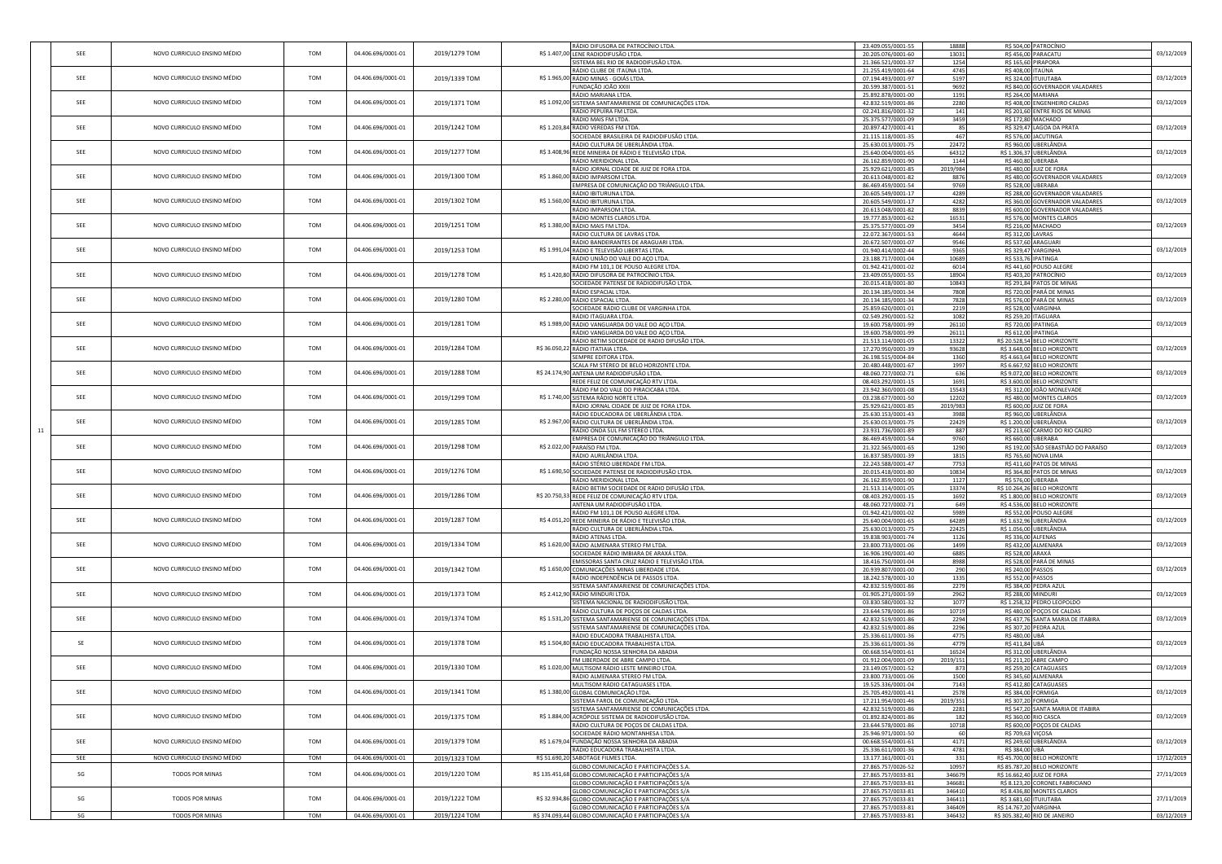| | | | | | | | | | | | | |
|---|---|---|---|---|---|---|---|---|---|---|---|---|
| | | | | | | | RÁDIO DIFUSORA DE PATROCÍNIO LTDA. | 23.409.055/0001-55 | 18888 | R$ 504,00 | PATROCÍNIO | |
| | SEE | NOVO CURRICULO ENSINO MÉDIO | TOM | 04.406.696/0001-01 | 2019/1279 TOM | R$ 1.407,00 | LENE RADIODIFUSÃO LTDA. | 20.205.076/0001-60 | 13031 | R$ 456,00 | PARACATU | 03/12/2019 |
| | | | | | | | SISTEMA BEL RIO DE RADIODIFUSÃO LTDA. | 21.366.521/0001-37 | 1254 | R$ 165,60 | PIRAPORA | |
| | | | | | | | RÁDIO CLUBE DE ITAÚNA LTDA. | 21.255.419/0001-64 | 4745 | R$ 408,00 | ITAÚNA | |
| | SEE | NOVO CURRICULO ENSINO MÉDIO | TOM | 04.406.696/0001-01 | 2019/1339 TOM | R$ 1.965,00 | RÁDIO MINAS - GOIÁS LTDA. | 07.194.493/0001-97 | 5197 | R$ 324,00 | ITUIUTABA | 03/12/2019 |
| | | | | | | | FUNDAÇÃO JOÃO XXIII | 20.599.387/0001-51 | 9692 | R$ 840,00 | GOVERNADOR VALADARES | |
| | | | | | | | RÁDIO MARIANA LTDA. | 25.892.878/0001-00 | 1191 | R$ 264,00 | MARIANA | |
| | SEE | NOVO CURRICULO ENSINO MÉDIO | TOM | 04.406.696/0001-01 | 2019/1371 TOM | R$ 1.092,00 | SISTEMA SANTAMARIENSE DE COMUNICAÇÕES LTDA. | 42.832.519/0001-86 | 2280 | R$ 408,00 | ENGENHEIRO CALDAS | 03/12/2019 |
| | | | | | | | RÁDIO PEPUÍRA FM LTDA. | 02.241.816/0001-32 | 141 | R$ 201,60 | ENTRE RIOS DE MINAS | |
| | | | | | | | RÁDIO MAIS FM LTDA. | 25.375.577/0001-09 | 3459 | R$ 172,80 | MACHADO | |
| | SEE | NOVO CURRICULO ENSINO MÉDIO | TOM | 04.406.696/0001-01 | 2019/1242 TOM | R$ 1.203,84 | RÁDIO VEREDAS FM LTDA. | 20.897.427/0001-41 | 85 | R$ 329,47 | LAGOA DA PRATA | 03/12/2019 |
| | | | | | | | SOCIEDADE BRASILEIRA DE RADIODIFUSÃO LTDA. | 21.115.118/0001-35 | 467 | R$ 576,00 | JACUTINGA | |
| | | | | | | | RÁDIO CULTURA DE UBERLÂNDIA LTDA. | 25.630.013/0001-75 | 22472 | R$ 960,00 | UBERLÂNDIA | |
| | SEE | NOVO CURRICULO ENSINO MÉDIO | TOM | 04.406.696/0001-01 | 2019/1277 TOM | R$ 3.408,96 | REDE MINEIRA DE RÁDIO E TELEVISÃO LTDA. | 25.640.004/0001-65 | 64312 | R$ 1.306,37 | UBERLÂNDIA | 03/12/2019 |
| | | | | | | | RÁDIO MERIDIONAL LTDA. | 26.162.859/0001-90 | 1144 | R$ 460,80 | UBERABA | |
| | | | | | | | RÁDIO JORNAL CIDADE DE JUIZ DE FORA LTDA. | 25.929.621/0001-85 | 2019/984 | R$ 480,00 | JUIZ DE FORA | |
| | SEE | NOVO CURRICULO ENSINO MÉDIO | TOM | 04.406.696/0001-01 | 2019/1300 TOM | R$ 1.860,00 | RÁDIO IMPARSOM LTDA. | 20.613.048/0001-82 | 8876 | R$ 480,00 | GOVERNADOR VALADARES | 03/12/2019 |
| | | | | | | | EMPRESA DE COMUNICAÇÃO DO TRIÂNGULO LTDA. | 86.469.459/0001-54 | 9769 | R$ 528,00 | UBERABA | |
| | | | | | | | RÁDIO IBITURUNA LTDA. | 20.605.549/0001-17 | 4289 | R$ 288,00 | GOVERNADOR VALADARES | |
| | SEE | NOVO CURRICULO ENSINO MÉDIO | TOM | 04.406.696/0001-01 | 2019/1302 TOM | R$ 1.560,00 | RÁDIO IBITURUNA LTDA. | 20.605.549/0001-17 | 4282 | R$ 360,00 | GOVERNADOR VALADARES | 03/12/2019 |
| | | | | | | | RÁDIO IMPARSOM LTDA. | 20.613.048/0001-82 | 8839 | R$ 600,00 | GOVERNADOR VALADARES | |
| | | | | | | | RÁDIO MONTES CLAROS LTDA. | 19.777.853/0001-62 | 16531 | R$ 576,00 | MONTES CLAROS | |
| | SEE | NOVO CURRICULO ENSINO MÉDIO | TOM | 04.406.696/0001-01 | 2019/1251 TOM | R$ 1.380,00 | RÁDIO MAIS FM LTDA. | 25.375.577/0001-09 | 3454 | R$ 216,00 | MACHADO | 03/12/2019 |
| | | | | | | | RÁDIO CULTURA DE LAVRAS LTDA. | 22.072.367/0001-53 | 4644 | R$ 312,00 | LAVRAS | |
| | | | | | | | RÁDIO BANDEIRANTES DE ARAGUARI LTDA. | 20.672.507/0001-07 | 9546 | R$ 537,60 | ARAGUARI | |
| | SEE | NOVO CURRICULO ENSINO MÉDIO | TOM | 04.406.696/0001-01 | 2019/1253 TOM | R$ 1.991,04 | RÁDIO E TELEVISÃO LIBERTAS LTDA. | 01.940.414/0002-44 | 9365 | R$ 329,47 | VARGINHA | 03/12/2019 |
| | | | | | | | RÁDIO UNIÃO DO VALE DO AÇO LTDA. | 23.188.717/0001-04 | 10689 | R$ 533,76 | IPATINGA | |
| | | | | | | | RÁDIO FM 101,1 DE POUSO ALEGRE LTDA. | 01.942.421/0001-02 | 6014 | R$ 441,60 | POUSO ALEGRE | |
| | SEE | NOVO CURRICULO ENSINO MÉDIO | TOM | 04.406.696/0001-01 | 2019/1278 TOM | R$ 1.420,80 | RÁDIO DIFUSORA DE PATROCÍNIO LTDA. | 23.409.055/0001-55 | 18904 | R$ 403,20 | PATROCÍNIO | 03/12/2019 |
| | | | | | | | SOCIEDADE PATENSE DE RADIODIFUSÃO LTDA. | 20.015.418/0001-80 | 10843 | R$ 291,84 | PATOS DE MINAS | |
| | | | | | | | RÁDIO ESPACIAL LTDA. | 20.134.185/0001-34 | 7808 | R$ 720,00 | PARÁ DE MINAS | |
| | SEE | NOVO CURRICULO ENSINO MÉDIO | TOM | 04.406.696/0001-01 | 2019/1280 TOM | R$ 2.280,00 | RÁDIO ESPACIAL LTDA. | 20.134.185/0001-34 | 7828 | R$ 576,00 | PARÁ DE MINAS | 03/12/2019 |
| | | | | | | | SOCIEDADE RÁDIO CLUBE DE VARGINHA LTDA. | 25.859.620/0001-01 | 2219 | R$ 528,00 | VARGINHA | |
| | | | | | | | RÁDIO ITAGUARA LTDA. | 02.549.290/0001-52 | 1082 | R$ 259,20 | ITAGUARA | |
| | SEE | NOVO CURRICULO ENSINO MÉDIO | TOM | 04.406.696/0001-01 | 2019/1281 TOM | R$ 1.989,00 | RÁDIO VANGUARDA DO VALE DO AÇO LTDA. | 19.600.758/0001-99 | 26110 | R$ 720,00 | IPATINGA | 03/12/2019 |
| | | | | | | | RÁDIO VANGUARDA DO VALE DO AÇO LTDA. | 19.600.758/0001-99 | 26111 | R$ 612,00 | IPATINGA | |
| | | | | | | | RÁDIO BETIM SOCIEDADE DE RADIO DIFUSÃO LTDA. | 21.513.114/0001-05 | 13322 | R$ 20.528,54 | BELO HORIZONTE | |
| | SEE | NOVO CURRICULO ENSINO MÉDIO | TOM | 04.406.696/0001-01 | 2019/1284 TOM | R$ 36.050,22 | RÁDIO ITATIAIA LTDA. | 17.270.950/0001-39 | 93628 | R$ 3.648,00 | BELO HORIZONTE | 03/12/2019 |
| | | | | | | | SEMPRE EDITORA LTDA. | 26.198.515/0004-84 | 1360 | R$ 4.663,64 | BELO HORIZONTE | |
| | | | | | | | SCALA FM STÉREO DE BELO HORIZONTE LTDA. | 20.480.448/0001-67 | 1997 | R$ 6.667,92 | BELO HORIZONTE | |
| | SEE | NOVO CURRICULO ENSINO MÉDIO | TOM | 04.406.696/0001-01 | 2019/1288 TOM | R$ 24.174,90 | ANTENA UM RADIODIFUSÃO LTDA. | 48.060.727/0002-71 | 636 | R$ 9.072,00 | BELO HORIZONTE | 03/12/2019 |
| | | | | | | | REDE FELIZ DE COMUNICAÇÃO RTV LTDA. | 08.403.292/0001-15 | 1691 | R$ 3.600,00 | BELO HORIZONTE | |
| | | | | | | | RÁDIO FM DO VALE DO PIRACICABA LTDA. | 23.942.360/0001-08 | 15543 | R$ 312,00 | JOÃO MONLEVADE | |
| | SEE | NOVO CURRICULO ENSINO MÉDIO | TOM | 04.406.696/0001-01 | 2019/1299 TOM | R$ 1.740,00 | SISTEMA RÁDIO NORTE LTDA. | 03.238.677/0001-50 | 12202 | R$ 480,00 | MONTES CLAROS | 03/12/2019 |
| | | | | | | | RÁDIO JORNAL CIDADE DE JUIZ DE FORA LTDA. | 25.929.621/0001-85 | 2019/983 | R$ 600,00 | JUIZ DE FORA | |
| | | | | | | | RÁDIO EDUCADORA DE UBERLÂNDIA LTDA. | 25.630.153/0001-43 | 3988 | R$ 960,00 | UBERLÂNDIA | |
| 11 | SEE | NOVO CURRICULO ENSINO MÉDIO | TOM | 04.406.696/0001-01 | 2019/1285 TOM | R$ 2.967,00 | RÁDIO CULTURA DE UBERLÂNDIA LTDA. | 25.630.013/0001-75 | 22429 | R$ 1.200,00 | UBERLÂNDIA | 03/12/2019 |
| | | | | | | | RÁDIO ONDA SUL FM STÉREO LTDA. | 23.931.736/0001-89 | 887 | R$ 213,60 | CARMO DO RIO CALRO | |
| | | | | | | | EMPRESA DE COMUNICAÇÃO DO TRIÂNGULO LTDA. | 86.469.459/0001-54 | 9760 | R$ 660,00 | UBERABA | |
| | SEE | NOVO CURRICULO ENSINO MÉDIO | TOM | 04.406.696/0001-01 | 2019/1298 TOM | R$ 2.022,00 | PARAÍSO FM LTDA. | 21.322.565/0001-65 | 1290 | R$ 192,00 | SÃO SEBASTIÃO DO PARAÍSO | 03/12/2019 |
| | | | | | | | RÁDIO AURILÂNDIA LTDA. | 16.837.585/0001-39 | 1815 | R$ 765,60 | NOVA LIMA | |
| | | | | | | | RÁDIO STÉREO LIBERDADE FM LTDA. | 22.243.588/0001-47 | 7753 | R$ 411,60 | PATOS DE MINAS | |
| | SEE | NOVO CURRICULO ENSINO MÉDIO | TOM | 04.406.696/0001-01 | 2019/1276 TOM | R$ 1.690,50 | SOCIEDADE PATENSE DE RADIODIFUSÃO LTDA. | 20.015.418/0001-80 | 10834 | R$ 364,80 | PATOS DE MINAS | 03/12/2019 |
| | | | | | | | RÁDIO MERIDIONAL LTDA. | 26.162.859/0001-90 | 1127 | R$ 576,00 | UBERABA | |
| | | | | | | | RÁDIO BETIM SOCIEDADE DE RÁDIO DIFUSÃO LTDA. | 21.513.114/0001-05 | 13374 | R$ 10.264,26 | BELO HORIZONTE | |
| | SEE | NOVO CURRICULO ENSINO MÉDIO | TOM | 04.406.696/0001-01 | 2019/1286 TOM | R$ 20.750,33 | REDE FELIZ DE COMUNICAÇÃO RTV LTDA. | 08.403.292/0001-15 | 1692 | R$ 1.800,00 | BELO HORIZONTE | 03/12/2019 |
| | | | | | | | ANTENA UM RADIODIFUSÃO LTDA. | 48.060.727/0002-71 | 649 | R$ 4.536,00 | BELO HORIZONTE | |
| | | | | | | | RÁDIO FM 101,1 DE POUSO ALEGRE LTDA. | 01.942.421/0001-02 | 5989 | R$ 552,00 | POUSO ALEGRE | |
| | SEE | NOVO CURRICULO ENSINO MÉDIO | TOM | 04.406.696/0001-01 | 2019/1287 TOM | R$ 4.051,20 | REDE MINEIRA DE RÁDIO E TELEVISÃO LTDA. | 25.640.004/0001-65 | 64289 | R$ 1.632,96 | UBERLÂNDIA | 03/12/2019 |
| | | | | | | | RÁDIO CULTURA DE UBERLÂNDIA LTDA. | 25.630.013/0001-75 | 22425 | R$ 1.056,00 | UBERLÂNDIA | |
| | | | | | | | RÁDIO ATENAS LTDA. | 19.838.903/0001-74 | 1126 | R$ 336,00 | ALFENAS | |
| | SEE | NOVO CURRICULO ENSINO MÉDIO | TOM | 04.406.696/0001-01 | 2019/1334 TOM | R$ 1.620,00 | RÁDIO ALMENARA STEREO FM LTDA. | 23.800.733/0001-06 | 1499 | R$ 432,00 | ALMENARA | 03/12/2019 |
| | | | | | | | SOCIEDADE RÁDIO IMBIARA DE ARAXÁ LTDA. | 16.906.190/0001-40 | 6885 | R$ 528,00 | ARAXÁ | |
| | | | | | | | EMISSORAS SANTA CRUZ RÁDIO E TELEVISÃO LTDA. | 18.416.750/0001-04 | 8988 | R$ 528,00 | PARÁ DE MINAS | |
| | SEE | NOVO CURRICULO ENSINO MÉDIO | TOM | 04.406.696/0001-01 | 2019/1342 TOM | R$ 1.650,00 | COMUNICAÇÕES MINAS LIBERDADE LTDA. | 20.939.807/0001-00 | 290 | R$ 240,00 | PASSOS | 03/12/2019 |
| | | | | | | | RÁDIO INDEPENDÊNCIA DE PASSOS LTDA. | 18.242.578/0001-10 | 1335 | R$ 552,00 | PASSOS | |
| | | | | | | | SISTEMA SANTAMARIENSE DE COMUNICAÇÕES LTDA. | 42.832.519/0001-86 | 2279 | R$ 384,00 | PEDRA AZUL | |
| | SEE | NOVO CURRICULO ENSINO MÉDIO | TOM | 04.406.696/0001-01 | 2019/1373 TOM | R$ 2.412,90 | RADIO MINDURI LTDA. | 01.905.271/0001-59 | 2962 | R$ 288,00 | MINDURI | 03/12/2019 |
| | | | | | | | SISTEMA NACIONAL DE RADIODIFUSÃO LTDA. | 03.830.580/0001-32 | 1077 | R$ 1.258,32 | PEDRO LEOPOLDO | |
| | | | | | | | RÁDIO CULTURA DE POÇOS DE CALDAS LTDA. | 23.644.578/0001-86 | 10719 | R$ 480,00 | POÇOS DE CALDAS | |
| | SEE | NOVO CURRICULO ENSINO MÉDIO | TOM | 04.406.696/0001-01 | 2019/1374 TOM | R$ 1.531,20 | SISTEMA SANTAMARIENSE DE COMUNICAÇÕES LTDA. | 42.832.519/0001-86 | 2294 | R$ 437,76 | SANTA MARIA DE ITABIRA | 03/12/2019 |
| | | | | | | | SISTEMA SANTAMARIENSE DE COMUNICAÇÕES LTDA. | 42.832.519/0001-86 | 2296 | R$ 307,20 | PEDRA AZUL | |
| | | | | | | | RÁDIO EDUCADORA TRABALHISTA LTDA. | 25.336.611/0001-36 | 4775 | R$ 480,00 | UBÁ | |
| | SE | NOVO CURRICULO ENSINO MÉDIO | TOM | 04.406.696/0001-01 | 2019/1378 TOM | R$ 1.504,80 | RÁDIO EDUCADORA TRABALHISTA LTDA. | 25.336.611/0001-36 | 4779 | R$ 411,84 | UBÁ | 03/12/2019 |
| | | | | | | | FUNDAÇÃO NOSSA SENHORA DA ABADIA | 00.668.554/0001-61 | 16524 | R$ 312,00 | UBERLÂNDIA | |
| | | | | | | | FM LIBERDADE DE ABRE CAMPO LTDA. | 01.912.004/0001-09 | 2019/151 | R$ 211,20 | ABRE CAMPO | |
| | SEE | NOVO CURRICULO ENSINO MÉDIO | TOM | 04.406.696/0001-01 | 2019/1330 TOM | R$ 1.020,00 | MULTISOM RÁDIO LESTE MINEIRO LTDA. | 23.149.057/0001-52 | 873 | R$ 259,20 | CATAGUASES | 03/12/2019 |
| | | | | | | | RÁDIO ALMENARA STEREO FM LTDA. | 23.800.733/0001-06 | 1500 | R$ 345,60 | ALMENARA | |
| | | | | | | | MULTISOM RÁDIO CATAGUASES LTDA. | 19.525.336/0001-04 | 7143 | R$ 412,80 | CATAGUASES | |
| | SEE | NOVO CURRICULO ENSINO MÉDIO | TOM | 04.406.696/0001-01 | 2019/1341 TOM | R$ 1.380,00 | GLOBAL COMUNICAÇÃO LTDA. | 25.705.492/0001-41 | 2578 | R$ 384,00 | FORMIGA | 03/12/2019 |
| | | | | | | | SISTEMA FAROL DE COMUNICAÇÃO LTDA. | 17.211.954/0001-46 | 2019/351 | R$ 307,20 | FORMIGA | |
| | | | | | | | SISTEMA SANTAMARIENSE DE COMUNICAÇÕES LTDA. | 42.832.519/0001-86 | 2281 | R$ 547,20 | SANTA MARIA DE ITABIRA | |
| | SEE | NOVO CURRICULO ENSINO MÉDIO | TOM | 04.406.696/0001-01 | 2019/1375 TOM | R$ 1.884,00 | ACRÓPOLE SISTEMA DE RADIODIFUSÃO LTDA. | 01.892.824/0001-86 | 182 | R$ 360,00 | RIO CASCA | 03/12/2019 |
| | | | | | | | RÁDIO CULTURA DE POÇOS DE CALDAS LTDA. | 23.644.578/0001-86 | 10718 | R$ 600,00 | POÇOS DE CALDAS | |
| | | | | | | | SOCIEDADE RÁDIO MONTANHESA LTDA. | 25.946.971/0001-50 | 60 | R$ 709,63 | VIÇOSA | |
| | SEE | NOVO CURRICULO ENSINO MÉDIO | TOM | 04.406.696/0001-01 | 2019/1379 TOM | R$ 1.679,04 | FUNDAÇÃO NOSSA SENHORA DA ABADIA | 00.668.554/0001-61 | 4171 | R$ 249,60 | UBERLÂNDIA | 03/12/2019 |
| | | | | | | | RÁDIO EDUCADORA TRABALHISTA LTDA. | 25.336.611/0001-36 | 4781 | R$ 384,00 | UBÁ | |
| | SEE | NOVO CURRICULO ENSINO MÉDIO | TOM | 04.406.696/0001-01 | 2019/1323 TOM | R$ 51.690,20 | SABOTAGE FILMES LTDA. | 13.177.161/0001-01 | 331 | R$ 45.700,00 | BELO HORIZONTE | 17/12/2019 |
| | | | | | | | GLOBO COMUNICAÇÃO E PARTICIPAÇÕES S.A. | 27.865.757/0026-52 | 10957 | R$ 85.787,20 | BELO HORIZONTE | |
| | SG | TODOS POR MINAS | TOM | 04.406.696/0001-01 | 2019/1220 TOM | R$ 135.451,68 | GLOBO COMUNICAÇÃO E PARTICIPAÇÕES S/A | 27.865.757/0033-81 | 346679 | R$ 16.662,40 | JUIZ DE FORA | 27/11/2019 |
| | | | | | | | GLOBO COMUNICAÇÃO E PARTICIPAÇÕES S/A | 27.865.757/0033-81 | 346681 | R$ 8.123,20 | CORONEL FABRICIANO | |
| | | | | | | | GLOBO COMUNICAÇÃO E PARTICIPAÇÕES S/A | 27.865.757/0033-81 | 346410 | R$ 8.436,80 | MONTES CLAROS | |
| | SG | TODOS POR MINAS | TOM | 04.406.696/0001-01 | 2019/1222 TOM | R$ 32.934,86 | GLOBO COMUNICAÇÃO E PARTICIPAÇÕES S/A | 27.865.757/0033-81 | 346411 | R$ 3.681,60 | ITUIUTABA | 27/11/2019 |
| | | | | | | | GLOBO COMUNICAÇÃO E PARTICIPAÇÕES S/A | 27.865.757/0033-81 | 346409 | R$ 14.767,20 | VARGINHA | |
| | SG | TODOS POR MINAS | TOM | 04.406.696/0001-01 | 2019/1224 TOM | R$ 374.093,44 | GLOBO COMUNICAÇÃO E PARTICIPAÇÕES S/A | 27.865.757/0033-81 | 346432 | R$ 305.382,40 | RIO DE JANEIRO | 03/12/2019 |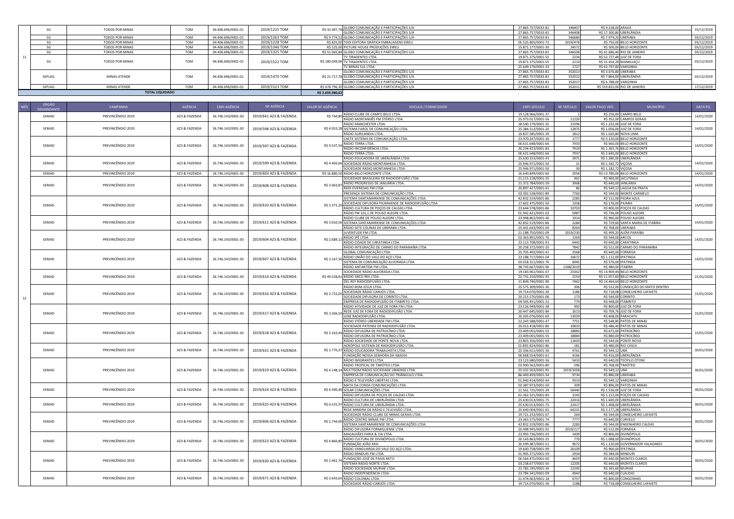| | | | | | | | | | | | | |
|---|---|---|---|---|---|---|---|---|---|---|---|---|
| 11 | SG | TODOS POR MINAS | TOM | 04.406.696/0001-01 | 2019/1225 TOM | R$ 32.497,78 | GLOBO COMUNICAÇÃO E PARTICIPAÇÕES S/A | 27.865.757/0033-81 | 346407 | R$ 9.228,00 | ARAXÁ | 03/12/2019 |
| | | | | | | | GLOBO COMUNICAÇÃO E PARTICIPAÇÕES S/A | 27.865.757/0033-81 | 346408 | R$ 17.300,80 | UBERLÂNDIA | |
| | SG | TODOS POR MINAS | TOM | 04.406.696/0001-01 | 2019/1263 TOM | R$ 9.774,52 | GLOBO COMUNICAÇÃO E PARTICIPAÇÕES S/A | 27.865.757/0033-81 | 346680 | R$ 7.979,20 | UBERABA | 03/12/2019 |
| | SG | TODOS POR MINAS | TOM | 04.406.696/0001-01 | 2019/1228 TOM | R$ 825,00 | TODI EDITORA GRÁFICA EMBALAGENS EIRELI | 05.525.805/0001-72 | 2019/478 | R$ 750,00 | BELO HORIZONTE | 03/12/2019 |
| | SG | TODOS POR MINAS | TOM | 04.406.696/0001-01 | 2019/1346 TOM | R$ 525,00 | PICTURE HOUSE PRODUÇÕES EIRELI | 15.871.177/0001-30 | 24572 | R$ 500,00 | BELO HORIZONTE | 03/12/2019 |
| | SG | TODOS POR MINAS | TOM | 04.406.696/0001-01 | 2019/1325 TOM | R$ 51.065,84 | GLOBO COMUNICAÇÃO E PARTICIPAÇÕES S/A | 27.865.757/0033-81 | 346508 | R$ 41.686,40 | RIO DE JANEIRO | 03/12/2019 |
| | SG | TODOS POR MINAS | TOM | 04.406.696/0001-01 | 2019/1522 TOM | R$ 180.049,96 | TV TIRADENTES LTDA. | 19.871.375/0001-55 | 2234 | R$ 52.727,48 | JUIZ DE FORA | 03/12/2019 |
| | | | | | | | TV TIRADENTES LTDA. | 19.871.375/0001-55 | 2214 | R$ 31.454,28 | MANHUAÇU | |
| | | | | | | | TV MINAS SUL LTDA. | 25.649.179/0001-33 | 1727 | R$ 62.797,80 | VARGINHA | |
| | SEPLAG | MINAS ATENDE | TOM | 04.406.696/0001-01 | 2019/1470 TOM | R$ 21.717,78 | GLOBO COMUNICAÇÃO E PARTICIPAÇÕES S/A | 27.865.757/0033-81 | 352013 | R$ 3.076,80 | UBERABA | 03/12/2019 |
| | | | | | | | GLOBO COMUNICAÇÃO E PARTICIPAÇÕES S/A | 27.865.757/0033-81 | 352012 | R$ 7.864,00 | UBERLÂNDIA | |
| | | | | | | | GLOBO COMUNICAÇÃO E PARTICIPAÇÕES S/A | 27.865.757/0033-81 | 352017 | R$ 6.788,00 | VARGINHA | |
| | SEPLAG | MINAS ATENDE | TOM | 04.406.696/0001-01 | 2019/1523 TOM | R$ 678.796,30 | GLOBO COMUNICAÇÃO E PARTICIPAÇÕES S/A | 27.865.757/0033-81 | 352011 | R$ 559.832,00 | RIO DE JANEIRO | 17/12/2019 |
| TOTAL LIQUIDADO | | | | | | R$ 2.659.980,62 | | | | | | |

| MÊS | ORGÃO DEMANDANTE | CAMPANHA | AGÊNCIA | CNPJ AGÊNCIA | NF AGÊNCIA | VALOR NF AGÊNCIA | VEÍCULO / FORNECEDOR | CNPJ VEÍCULO | NF VEÍCULO | VALOR PAGO VEÍC. | MUNICÍPIO | DATA PG. |
|---|---|---|---|---|---|---|---|---|---|---|---|---|
| 12 | SEMAD | PREVINCÊNDIO 2019 | AZ3 & FAZENDA | 26.746.143/0001-30 | 2019/641 AZ3 & FAZENDA | R$ 744,80 | RÁDIO CLUBE DE CAMPO BELO LTDA. | 19.128.966/0001-37 | 1 | R$ 256,00 | CAMPO BELO | 14/01/2020 |
| | | | | | | | RÁDIO MONTANHÊS FM STÉREO LTDA. | 25.973.017/0001-56 | 11220 | R$ 352,00 | CAMPOS GERAIS | |
| | SEMAD | PREVINCÊNDIO 2019 | AZ3 & FAZENDA | 26.746.143/0001-30 | 2019/598 AZ3 & FAZENDA | R$ 4.053,28 | RÁDIO MANCHESTER LTDA. | 18.540.179/0001-35 | 21596 | R$ 1.232,00 | JUIZ DE FORA | 14/01/2020 |
| | | | | | | | SISTEMA FAROL DE COMUNICAÇÃO LTDA. | 25.384.512/0001-20 | 12875 | R$ 1.056,00 | JUIZ DE FORA | |
| | | | | | | | RÁDIO AURILANDIA LTDA. | 16.837.585/0001-39 | 1812 | R$ 1.020,80 | NOVA LIMA | |
| | SEMAD | PREVINCÊNDIO 2019 | AZ3 & FAZENDA | 26.746.143/0001-30 | 2019/597 AZ3 & FAZENDA | R$ 9.537,56 | CAETE SISTEMA DE COMUNICAÇÃO LTDA. | 23.970.247/0001-36 | 1777 | R$ 3.120,00 | BELO HORIZONTE | 14/01/2020 |
| | | | | | | | RÁDIO TERRA LTDA. | 00.631.648/0001-66 | 7933 | R$ 660,00 | BELO HORIZONTE | |
| | | | | | | | RÁDIO INCONFIDÊNCIA LTDA. | 20.234.423/0001-83 | 7919 | R$ 1.365,76 | BELO HORIZONTE | |
| | | | | | | | RÁDIO TERRA LTDA. | 00.631.648/0001-66 | 7937 | R$ 2.640,00 | BELO HORIZONTE | |
| | SEMAD | PREVINCÊNDIO 2019 | AZ3 & FAZENDA | 26.746.143/0001-30 | 2019/599 AZ3 & FAZENDA | R$ 4.465,66 | RÁDIO EDUCADORA DE UBERLÂNDIA LTDA. | 25.630.153/0001-43 | 3971 | R$ 1.280,00 | UBERLÂNDIA | 14/01/2020 |
| | | | | | | | SOCIEDADE RÁDIO MONTANHESA LTDA. | 25.946.971/0001-50 | 31 | R$ 1.182,72 | VIÇOSA | |
| | | | | | | | SOCIEDADE RÁDIO MONTANHESA LTDA. | 25.946.971/0001-50 | 30 | R$ 1.182,72 | VIÇOSA | |
| | SEMAD | PREVINCÊNDIO 2019 | AZ3 & FAZENDA | 26.746.143/0001-30 | 2019/603 AZ3 & FAZENDA | R$ 16.880,50 | RÁDIO BELO HORIZONTE LTDA. | 16.640.849/0001-60 | 2058 | R$ 13.780,00 | BELO HORIZONTE | 14/01/2020 |
| | SEMAD | PREVINCÊNDIO 2019 | AZ3 & FAZENDA | 26.746.143/0001-30 | 2019/608 AZ3 & FAZENDA | R$ 3.063,87 | SOCIEDADE BRASILEIRA DE RADIODIFUSÃO LTDA. | 21.115.118/0001-35 | 462 | R$ 960,00 | JACUTINGA | 14/01/2020 |
| | | | | | | | RÁDIO PROGRESSO DE JANUÁRIA LTDA. | 21.372.784/0001-59 | 3968 | R$ 640,00 | JANUÁRIA | |
| | | | | | | | RÁDI OVEREDAS FM LTDA. | 20.897.427/0001-41 | 86 | R$ 549,12 | LAGOA DA PRATA | |
| | | | | | | | PRESENÇA SISTEMA DE COMUNICAÇÃO LTDA. | 02.392.528/0001-89 | 7760 | R$ 544,00 | MONTE CARMELO | |
| | SEMAD | PREVINCÊNDIO 2019 | AZ3 & FAZENDA | 26.746.143/0001-30 | 2019/610 AZ3 & FAZENDA | R$ 3.371,20 | SISTEMA SANTAMARIENSE DE COMUNICAÇÕES LTDA. | 42.832.519/0001-86 | 2285 | R$ 512,00 | PEDRA AZUL | 14/01/2020 |
| | | | | | | | SOCIEDADE DIFUSORA PIUMHIENSE DE RADIODIFUSÃO LTDA. | 17.602.475/0001-50 | 1358 | R$ 176,00 | PIUMHI | |
| | | | | | | | RÁDIO CULTURA DE POÇOS DE CALDAS LTDA. | 23.644.578/0001-86 | 10703 | R$ 800,00 | POÇOS DE CALDAS | |
| | | | | | | | RÁDIO FM 101,1 DE POUSO ALEGRE LTDA. | 01.942.421/0001-02 | 5987 | R$ 736,00 | POUSO ALEGRE | |
| | SEMAD | PREVINCÊNDIO 2019 | AZ3 & FAZENDA | 26.746.143/0001-30 | 2019/611 AZ3 & FAZENDA | R$ 3.010,56 | RÁDIO CLUBE DE POUSO ALEGRE LTDA. | 23.948.862/0001-46 | 1914 | R$ 960,00 | POUSO ALEGRE | 14/01/2020 |
| | | | | | | | SISTEMA SANTAMARIENSE DE COMUNICAÇÕES LTDA. | 42.832.519/0001-86 | 2284 | R$ 729,60 | SANTA MARIA DE ITABIRA | |
| | | | | | | | RÁDIO SETE COLINAS DE UBERABA LTDA. | 25.441.643/0001-00 | 8264 | R$ 768,00 | UBERABA | |
| | SEMAD | PREVINCÊNDIO 2019 | AZ3 & FAZENDA | 26.746.143/0001-30 | 2019/604 AZ3 & FAZENDA | R$ 2.689,12 | JUVENTUDE FM LTDA. | 21.188.750/0001-09 | 2019/230 | R$ 499,20 | ALÉM PARAÍBA | 14/01/2020 |
| | | | | | | | RÁDIO IPÊ LTDA. | 02.363.891/0001-76 | 1269 | R$ 544,00 | ARCOS | |
| | | | | | | | RÁDIO CIDADE DE CARATINGA LTDA. | 22.113.708/0001-91 | 6442 | R$ 640,00 | CARATINGA | |
| | | | | | | | RÁDIO INTEGRAÇÃO DE CARMO DO PARANAÍBA LTDA. | 20.258.372/0001-20 | 7842 | R$ 512,00 | CARMO DO PARANAÍBA | |
| | SEMAD | PREVINCÊNDIO 2019 | AZ3 & FAZENDA | 26.746.143/0001-30 | 2019/607 AZ3 & FAZENDA | R$ 3.167,36 | GLOBAL COMUNICAÇÃO LTDA. | 25.705.492/0001-41 | 2568 | R$ 640,00 | FORMIGA | 14/01/2020 |
| | | | | | | | RÁDIO UNIÃO DO VALE DO AÇO LTDA. | 23.188.717/0001-04 | 10672 | R$ 1.112,00 | IPATINGA | |
| | | | | | | | SISTEMA DE COMUNICAÇÃO ALVORADA LTDA. | 03.018.311/0001-76 | 6945 | R$ 576,00 | IPATINGA | |
| | | | | | | | RÁDIO ANTARTIDA FM LTDA. | 38.745.667/0001-96 | 1348/2019 | R$ 480,00 | ITABIRA | |
| | SEMAD | PREVINCÊNDIO 2019 | AZ3 & FAZENDA | 26.746.143/0001-30 | 2019/614 AZ3 & FAZENDA | R$ 49.528,81 | SOCIEDADE RÁDIO ALVORADA LTDA. | 19.183.961/0001-07 | 25362 | R$ 14.909,44 | BELO HORIZONTE | 21/01/2020 |
| | | | | | | | RÁDIO ARCO ÍRIS LTDA. | 22.731.210/0001-92 | 2154 | R$ 11.057,60 | BELO HORIZONTE | |
| | | | | | | | DEL REY RADIODIFUSÃO LTDA. | 11.849.746/0001-90 | 7462 | R$ 14.464,64 | BELO HORIZONTE | |
| | SEMAD | PREVINCÊNDIO 2019 | AZ3 & FAZENDA | 26.746.143/0001-30 | 2019/616 AZ3 & FAZENDA | R$ 2.722,05 | RÁDIO BOM JESUS LTDA. | 25.575.309/0001-30 | 306 | R$ 512,00 | CONSEIÇÃO DO MATO DENTRO | 15/01/2020 |
| | | | | | | | SOCIEDADE RÁDIO CARIJÓS LTDA. | 19.714.070/0001-30 | 1186 | R$ 718,08 | CONSELHEIRO LAFAIETE | |
| | | | | | | | SOCIEDADE DIFUSORA DE CORINTO LTDA. | 20.215.570/0001-06 | 173 | R$ 544,00 | CORINTO | |
| | | | | | | | EMPRESA DE RADIODIFUSÃO DE ITABIRITO LTDA. | 04.505.451/0001-31 | 779 | R$ 448,00 | ITABIRITO | |
| | SEMAD | PREVINCÊNDIO 2019 | AZ3 & FAZENDA | 26.746.143/0001-30 | 2019/617 AZ3 & FAZENDA | R$ 3.266,54 | RÁDIO ATIVIDADE DE JUIZ DE FORA FM LTDA. | 23.126.949/0001-38 | 992 | R$ 800,00 | JUIZ DE FORA | 15/01/2020 |
| | | | | | | | REDE JUIZ DE FORA DE RADIODIFUSÃO LTDA. | 20.447.645/0001-84 | 1613 | R$ 709,76 | JUIZ DE FORA | |
| | | | | | | | LENE RADIODIFUSÃO LTDA. | 20.205.076/0001-60 | 13029 | R$ 608,00 | PARACATU | |
| | | | | | | | RÁDIO STÉREO UBERDADE FM LTDA. | 22.243.588/0001-47 | 7751 | R$ 548,80 | PATOS DE MINAS | |
| | SEMAD | PREVINCÊNDIO 2019 | AZ3 & FAZENDA | 26.746.143/0001-30 | 2019/618 AZ3 & FAZENDA | R$ 3.163,44 | SOCIEDADE PATENSE DE RADIODIFUSÃO LTDA. | 20.015.418/0001-80 | 10833 | R$ 486,40 | PATOS DE MINAS | 15/01/2020 |
| | | | | | | | RÁDIO DIFUSORA DE PATROCÍNIO LTDA. | 23.409.055/0001-55 | 18883 | R$ 672,00 | PATROCÍNIO | |
| | | | | | | | RÁDIO DIFUSORA DE PATROCÍNIO LTDA. | 23.409.055/0001-55 | 18884 | R$ 880,00 | PATROCÍNIO | |
| | | | | | | | RÁDIO SOCIEDADE DE PONTE NOVA LTDA. | 23.803.356/0001-69 | 11603 | R$ 544,00 | PONTE NOVA | |
| | SEMAD | PREVINCÊNDIO 2019 | AZ3 & FAZENDA | 26.746.143/0001-30 | 2019/631 AZ3 & FAZENDA | R$ 1.770,27 | ACRÓPOLE SISTEMA DE RADIODIFUSÃO LTDA. | 01.892.824/0001-86 | 181 | R$ 480,00 | RIO CASCA | 30/01/2020 |
| | | | | | | | RÁDIO EDUCADORA TRABALHISTA LTDA. | 25.336.611/0001-36 | 4761 | R$ 549,12 | UBÁ | |
| | | | | | | | FUNDAÇÃO NOSSA SENHORA DA ABADIA | 00.668.554/0001-61 | 4166 | R$ 416,00 | UBERLÂNDIA | |
| | SEMAD | PREVINCÊNDIO 2019 | AZ3 & FAZENDA | 26.746.143/0001-30 | 2019/619 AZ3 & FAZENDA | R$ 4.148,14 | RÁDIO IMIGRANTES LTDA. | 23.123.680/0001-36 | 5433 | R$ 640,00 | TEÓFILO OTONI | 30/01/2020 |
| | | | | | | | RÁDIO TROPICAL DE TIMÓTEO LTDA. | 03.900.562/0001-80 | 596 | R$ 768,00 | TIMÓTEO | |
| | | | | | | | MULTISOM RÁDIO SOCIEDADE UBAENSE LTDA. | 25.332.503/0001-95 | 2019/1058 | R$ 549,12 | UBÁ | |
| | | | | | | | EMPRESA DE COMUNICAÇÃO DO TRIÂNGULO LTDA. | 86.469.459/0001-54 | 9734 | R$ 880,00 | UBERABA | |
| | | | | | | | RÁDIO E TELEVISÃO LIBERTAS LTDA. | 01.940.414/0002-44 | 9314 | R$ 549,12 | VARGINHA | |
| | SEMAD | PREVINCÊNDIO 2019 | AZ3 & FAZENDA | 26.746.143/0001-30 | 2019/624 AZ3 & FAZENDA | R$ 4.390,40 | MATA DA CORDA COMUNICAÇÕES LTDA. | 02.387.973/0001-50 | 309 | R$ 896,00 | PATOS DE MINAS | 30/01/2020 |
| | | | | | | | SOLAR COMUNICAÇÕES LTDA. | 21.561.725/0001-29 | 56440 | R$ 1.536,00 | JUIZ DE FORA | |
| | | | | | | | RÁDIO DIFUSORA DE POÇOS DE CALDAS LTDA. | 61.362.521/0001-83 | 1543 | R$ 1.152,00 | POÇOS DE CALDAS | |
| | SEMAD | PREVINCÊNDIO 2019 | AZ3 & FAZENDA | 26.746.143/0001-30 | 2019/625 AZ3 & FAZENDA | R$ 6.531,97 | RÁDIO CULTURA DE UBERLÂNDIA LTDA. | 25.630.013/0001-75 | 22416 | R$ 1.600,00 | UBERLÂNDIA | 30/01/2020 |
| | | | | | | | RÁDIO CULTURA DE UBERLÂNDIA LTDA. | 25.630.013/0001-75 | 22417 | R$ 1.408,00 | UBERLÂNDIA | |
| | | | | | | | REDE MINEIRA DE RÁDIO E TELEVISÃO LTDA. | 25.640.004/0001-65 | 64231 | R$ 2.177,28 | UBERLÂNDIA | |
| | SEMAD | PREVINCÊNDIO 2019 | AZ3 & FAZENDA | 26.746.143/0001-30 | 2019/606 AZ3 & FAZENDA | R$ 2.744,00 | SOCIEDADE RÁDIO CLUBE DE MINAS GERAIS LTDA. | 19.721.232/0001-67 | 264 | R$ 544,00 | CONSELHEIRO LAFAIETE | 30/01/2020 |
| | | | | | | | RÁDIO CENTRO MINAS FM LTDA. | 23.363.575/0001-74 | 7777 | R$ 640,00 | CURVELO | |
| | | | | | | | SISTEMA SANTAMARIENSE DE COMUNICAÇÕES LTDA. | 42.832.519/0001-86 | 2283 | R$ 544,00 | ENGENHEIRO CALDAS | |
| | | | | | | | RÁDIO DIFUSORA FORMIGUENSE LTDA. | 20.498.945/0001-92 | 2019/217 | R$ 512,00 | FORMIGA | |
| | SEMAD | PREVINCÊNDIO 2019 | AZ3 & FAZENDA | 26.746.143/0001-30 | 2019/623 AZ3 & FAZENDA | R$ 4.860,80 | MAGALHÃES FARIA & CIA LTDA. | 23.993.736/0001-03 | 1409 | R$ 800,00 | DIVINÓPOLIS | 30/01/2020 |
| | | | | | | | RÁDIO CULTURA DE DIVINÓPOLIS LTDA. | 20.143.863/0001-25 | 770 | R$ 1.088,00 | DIVINÓPOLIS | |
| | | | | | | | FUNDAÇÃO JOÃO XXIII | 20.599.387/0001-51 | 9672 | R$ 1.120,00 | GOVERNADOR VALADARES | |
| | | | | | | | RÁDIO VANGUARDA DO VALE DO AÇO LTDA. | 19.600.758/0001-99 | 26109 | R$ 960,00 | IPATINGA | |
| | SEMAD | PREVINCÊNDIO 2019 | AZ3 & FAZENDA | 26.746.143/0001-30 | 2019/630 AZ3 & FAZENDA | R$ 2.461,76 | RÁDIO MINDURI FM LTDA. | 01.905.271/0001-59 | 2934 | R$ 384,00 | MINDURI | 30/01/2020 |
| | | | | | | | FUNDAÇÃO JOSÉ DE PAIVA NETO | 00.564.475/0001-00 | 4659 | R$ 640,00 | MONTES CLAROS | |
| | | | | | | | SISTEMA RÁDIO NORTE LTDA. | 03.238.677/0001-50 | 12205 | R$ 640,00 | MONTES CLAROS | |
| | | | | | | | RÁDIO SOCIEDADE MURIAÉ LTDA. | 22.783.195/0001-26 | 12245 | R$ 345,60 | MURIAÉ | |
| | SEMAD | PREVINCÊNDIO 2019 | AZ3 & FAZENDA | 26.746.143/0001-30 | 2019/671 AZ3 & FAZENDA | R$ 2.643,65 | RÁDIO INDEPENDÊNCIA LTDA. | 23.784.341/0001-09 | 4943 | R$ 640,00 | CLÁUDIO | 30/01/2020 |
| | | | | | | | RÁDIO COLONIAL LTDA. | 21.474.663/0001-18 | 6757 | R$ 800,00 | CONGONHAS | |
| | | | | | | | SOCIEDADE RÁDIO CARIJÓS LTDA. | 19.714.070/0001-30 | 1188 | R$ 718,08 | CONSELHEIRO LAFAIETE | |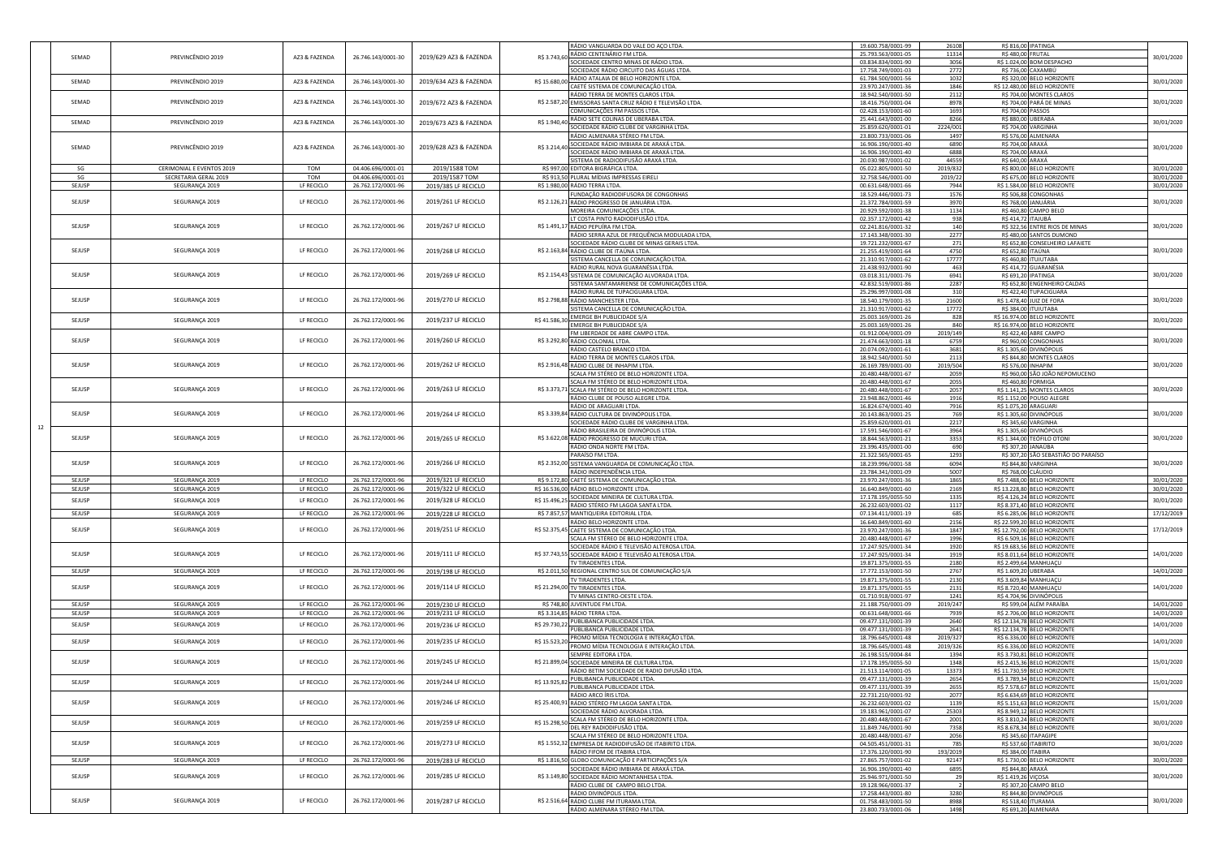| | | | | | | | | | | | | |
|---|---|---|---|---|---|---|---|---|---|---|---|---|
| | SEMAD | PREVINCÊNDIO 2019 | AZ3 & FAZENDA | 26.746.143/0001-30 | 2019/629 AZ3 & FAZENDA | R$ 3.743,60 | RÁDIO VANGUARDA DO VALE DO AÇO LTDA. | 19.600.758/0001-99 | 26108 | R$ 816,00 | IPATINGA | 30/01/2020 |
| | | | | | | | RÁDIO CENTENÁRIO FM LTDA. | 25.793.563/0001-05 | 11314 | R$ 480,00 | FRUTAL | |
| | | | | | | | SOCIEDADE CENTRO MINAS DE RÁDIO LTDA. | 03.834.834/0001-90 | 3056 | R$ 1.024,00 | BOM DESPACHO | |
| | | | | | | | SOCIEDADE RÁDIO CIRCUITO DAS ÁGUAS LTDA. | 17.758.749/0001-03 | 2772 | R$ 736,00 | CAXAMBÚ | |
| | SEMAD | PREVINCÊNDIO 2019 | AZ3 & FAZENDA | 26.746.143/0001-30 | 2019/634 AZ3 & FAZENDA | R$ 15.680,00 | RÁDIO ATALAIA DE BELO HORIZONTE LTDA. | 61.784.500/0001-56 | 1032 | R$ 320,00 | BELO HORIZONTE | 30/01/2020 |
| | | | | | | | CAETÉ SISTEMA DE COMUNICAÇÃO LTDA. | 23.970.247/0001-36 | 1846 | R$ 12.480,00 | BELO HORIZONTE | |
| | SEMAD | PREVINCÊNDIO 2019 | AZ3 & FAZENDA | 26.746.143/0001-30 | 2019/672 AZ3 & FAZENDA | R$ 2.587,20 | RÁDIO TERRA DE MONTES CLAROS LTDA. | 18.942.540/0001-50 | 2112 | R$ 704,00 | MONTES CLAROS | 30/01/2020 |
| | | | | | | | EMISSORAS SANTA CRUZ RÁDIO E TELEVISÃO LTDA. | 18.416.750/0001-04 | 8978 | R$ 704,00 | PARÁ DE MINAS | |
| | | | | | | | COMUNICAÇÕES FM PASSOS LTDA. | 02.428.153/0001-60 | 1693 | R$ 704,00 | PASSOS | |
| | SEMAD | PREVINCÊNDIO 2019 | AZ3 & FAZENDA | 26.746.143/0001-30 | 2019/673 AZ3 & FAZENDA | R$ 1.940,40 | RÁDIO SETE COLINAS DE UBERABA LTDA. | 25.441.643/0001-00 | 8266 | R$ 880,00 | UBERABA | 30/01/2020 |
| | | | | | | | SOCIEDADE RÁDIO CLUBE DE VARGINHA LTDA. | 25.859.620/0001-01 | 2224/001 | R$ 704,00 | VARGINHA | |
| | SEMAD | PREVINCÊNDIO 2019 | AZ3 & FAZENDA | 26.746.143/0001-30 | 2019/628 AZ3 & FAZENDA | R$ 3.214,40 | RÁDIO ALMENARA STÉREO FM LTDA. | 23.800.733/0001-06 | 1497 | R$ 576,00 | ALMENARA | 30/01/2020 |
| | | | | | | | SOCIEDADE RÁDIO IMBIARA DE ARAXÁ LTDA. | 16.906.190/0001-40 | 6890 | R$ 704,00 | ARAXÁ | |
| | | | | | | | SOCIEDADE RÁDIO IMBIARA DE ARAXÁ LTDA. | 16.906.190/0001-40 | 6888 | R$ 704,00 | ARAXÁ | |
| | | | | | | | SISTEMA DE RADIODIFUSÃO ARAXÁ LTDA. | 20.030.987/0001-02 | 44559 | R$ 640,00 | ARAXÁ | |
| | SG | CERIMONIAL E EVENTOS 2019 | TOM | 04.406.696/0001-01 | 2019/1588 TOM | R$ 997,00 | EDITORA BIGRÁFICA LTDA. | 05.022.805/0001-50 | 2019/832 | R$ 800,00 | BELO HORIZONTE | 30/01/2020 |
| | SG | SECRETARIA GERAL 2019 | TOM | 04.406.696/0001-01 | 2019/1587 TOM | R$ 913,50 | PLURAL MÍDIAS IMPRESSAS EIRELI | 32.758.546/0001-00 | 2019/22 | R$ 675,00 | BELO HORIZONTE | 30/01/2020 |
| | SEJUSP | SEGURANÇA 2019 | LF RECICLO | 26.762.172/0001-96 | 2019/385 LF RECICLO | R$ 1.980,00 | RÁDIO TERRA LTDA. | 00.631.648/0001-66 | 7944 | R$ 1.584,00 | BELO HORIZONTE | 30/01/2020 |
| | SEJUSP | SEGURANÇA 2019 | LF RECICLO | 26.762.172/0001-96 | 2019/261 LF RECICLO | R$ 2.126,21 | FUNDAÇÃO RADIODIFUSORA DE CONGONHAS | 18.529.446/0001-73 | 1576 | R$ 506,88 | CONGONHAS | 30/01/2020 |
| | | | | | | | RÁDIO PROGRESSO DE JANUÁRIA LTDA. | 21.372.784/0001-59 | 3970 | R$ 768,00 | JANUÁRIA | |
| | | | | | | | MOREIRA COMUNICAÇÕES LTDA. | 20.929.592/0001-38 | 1134 | R$ 460,80 | CAMPO BELO | |
| | SEJUSP | SEGURANÇA 2019 | LF RECICLO | 26.762.172/0001-96 | 2019/267 LF RECICLO | R$ 1.491,17 | LT COSTA PINTO RADIODIFUSÃO LTDA. | 02.357.172/0001-42 | 938 | R$ 414,72 | ITAJUBÁ | 30/01/2020 |
| | | | | | | | RÁDIO PEPUÍRA FM LTDA. | 02.241.816/0001-32 | 140 | R$ 322,56 | ENTRE RIOS DE MINAS | |
| | | | | | | | RÁDIO SERRA AZUL DE FREQUÊNCIA MODULADA LTDA, | 17.143.348/0001-30 | 2277 | R$ 480,00 | SANTOS DUMOND | |
| | SEJUSP | SEGURANÇA 2019 | LF RECICLO | 26.762.172/0001-96 | 2019/268 LF RECICLO | R$ 2.163,84 | SOCIEDADE RÁDIO CLUBE DE MINAS GERAIS LTDA. | 19.721.232/0001-67 | 271 | R$ 652,80 | CONSELHEIRO LAFAIETE | 30/01/2020 |
| | | | | | | | RÁDIO CLUBE DE ITAÚNA LTDA. | 21.255.419/0001-64 | 4750 | R$ 652,80 | ITAÚNA | |
| | | | | | | | SISTEMA CANCELLA DE COMUNICAÇÃO LTDA. | 21.310.917/0001-62 | 17777 | R$ 460,80 | ITUIUTABA | |
| | SEJUSP | SEGURANÇA 2019 | LF RECICLO | 26.762.172/0001-96 | 2019/269 LF RECICLO | R$ 2.154,43 | RÁDIO RURAL NOVA GUARANÉSIA LTDA. | 21.438.932/0001-90 | 463 | R$ 414,72 | GUARANÉSIA | 30/01/2020 |
| | | | | | | | SISTEMA DE COMUNICAÇÃO ALVORADA LTDA. | 03.018.311/0001-76 | 6941 | R$ 691,20 | IPATINGA | |
| | | | | | | | SISTEMA SANTAMARIENSE DE COMUNICAÇÕES LTDA. | 42.832.519/0001-86 | 2287 | R$ 652,80 | ENGENHEIRO CALDAS | |
| | SEJUSP | SEGURANÇA 2019 | LF RECICLO | 26.762.172/0001-96 | 2019/270 LF RECICLO | R$ 2.798,88 | RÁDIO RURAL DE TUPACIGUARA LTDA. | 25.296.997/0001-08 | 310 | R$ 422,40 | TUPACIGUARA | 30/01/2020 |
| | | | | | | | RÁDIO MANCHESTER LTDA. | 18.540.179/0001-35 | 21600 | R$ 1.478,40 | JUIZ DE FORA | |
| | | | | | | | SISTEMA CANCELLA DE COMUNICAÇÃO LTDA. | 21.310.917/0001-62 | 17772 | R$ 384,00 | ITUIUTABA | |
| | SEJUSP | SEGURANÇA 2019 | LF RECICLO | 26.762.172/0001-96 | 2019/237 LF RECICLO | R$ 41.586,30 | EMERGE BH PUBLICIDADE S/A | 25.003.169/0001-26 | 828 | R$ 16.974,00 | BELO HORIZONTE | 30/01/2020 |
| | | | | | | | EMERGE BH PUBLICIDADE S/A | 25.003.169/0001-26 | 840 | R$ 16.974,00 | BELO HORIZONTE | |
| | SEJUSP | SEGURANÇA 2019 | LF RECICLO | 26.762.172/0001-96 | 2019/260 LF RECICLO | R$ 3.292,80 | FM LIBERDADE DE ABRE CAMPO LTDA. | 01.912.004/0001-09 | 2019/149 | R$ 422,40 | ABRE CAMPO | 30/01/2020 |
| | | | | | | | RÁDIO COLONIAL LTDA. | 21.474.663/0001-18 | 6759 | R$ 960,00 | CONGONHAS | |
| | | | | | | | RÁDIO CASTELO BRANCO LTDA. | 20.074.092/0001-61 | 3681 | R$ 1.305,60 | DIVINÓPOLIS | |
| | SEJUSP | SEGURANÇA 2019 | LF RECICLO | 26.762.172/0001-96 | 2019/262 LF RECICLO | R$ 2.916,48 | RÁDIO TERRA DE MONTES CLAROS LTDA. | 18.942.540/0001-50 | 2113 | R$ 844,80 | MONTES CLAROS | 30/01/2020 |
| | | | | | | | RÁDIO CLUBE DE INHAPIM LTDA. | 26.169.789/0001-00 | 2019/504 | R$ 576,00 | INHAPIM | |
| | | | | | | | SCALA FM STÉREO DE BELO HORIZONTE LTDA. | 20.480.448/0001-67 | 2059 | R$ 960,00 | SÃO JOÃO NEPOMUCENO | |
| | SEJUSP | SEGURANÇA 2019 | LF RECICLO | 26.762.172/0001-96 | 2019/263 LF RECICLO | R$ 3.373,71 | SCALA FM STÉREO DE BELO HORIZONTE LTDA. | 20.480.448/0001-67 | 2055 | R$ 460,80 | FORMIGA | 30/01/2020 |
| | | | | | | | SCALA FM STÉREO DE BELO HORIZONTE LTDA. | 20.480.448/0001-67 | 2057 | R$ 1.141,25 | MONTES CLAROS | |
| | | | | | | | RÁDIO CLUBE DE POUSO ALEGRE LTDA. | 23.948.862/0001-46 | 1916 | R$ 1.152,00 | POUSO ALEGRE | |
| | SEJUSP | SEGURANÇA 2019 | LF RECICLO | 26.762.172/0001-96 | 2019/264 LF RECICLO | R$ 3.339,84 | RÁDIO DE ARAGUARI LTDA. | 16.824.674/0001-40 | 7916 | R$ 1.075,20 | ARAGUARI | 30/01/2020 |
| | | | | | | | RÁDIO CULTURA DE DIVINÓPOLIS LTDA. | 20.143.863/0001-25 | 769 | R$ 1.305,60 | DIVINÓPOLIS | |
| 12 | | | | | | | SOCIEDADE RÁDIO CLUBE DE VARGINHA LTDA. | 25.859.620/0001-01 | 2217 | R$ 345,60 | VARGINHA | |
| | SEJUSP | SEGURANÇA 2019 | LF RECICLO | 26.762.172/0001-96 | 2019/265 LF RECICLO | R$ 3.622,08 | RÁDIO BRASILEIRA DE DIVINÓPOLIS LTDA. | 17.591.546/0001-67 | 3964 | R$ 1.305,60 | DIVINÓPOLIS | 30/01/2020 |
| | | | | | | | RÁDIO PROGRESSO DE MUCURI LTDA. | 18.844.563/0001-21 | 3353 | R$ 1.344,00 | TEÓFILO OTONI | |
| | | | | | | | RÁDIO ONDA NORTE FM LTDA. | 23.396.435/0001-00 | 690 | R$ 307,20 | JANAÚBA | |
| | SEJUSP | SEGURANÇA 2019 | LF RECICLO | 26.762.172/0001-96 | 2019/266 LF RECICLO | R$ 2.352,00 | PARAÍSO FM LTDA. | 21.322.565/0001-45 | 1293 | R$ 307,20 | SÃO SEBASTIÃO DO PARAÍSO | 30/01/2020 |
| | | | | | | | SISTEMA VANGUARDA DE COMUNICAÇÃO LTDA. | 18.239.996/0001-58 | 6094 | R$ 844,80 | VARGINHA | |
| | | | | | | | RÁDIO INDEPENDÊNCIA LTDA. | 23.784.341/0001-09 | 5007 | R$ 768,00 | CLÁUDIO | |
| | SEJUSP | SEGURANÇA 2019 | LF RECICLO | 26.762.172/0001-96 | 2019/321 LF RECICLO | R$ 9.172,80 | CAETÉ SISTEMA DE COMUNICAÇÃO LTDA. | 23.970.247/0001-36 | 1865 | R$ 7.488,00 | BELO HORIZONTE | 30/01/2020 |
| | SEJUSP | SEGURANÇA 2019 | LF RECICLO | 26.762.172/0001-96 | 2019/322 LF RECICLO | R$ 16.536,00 | RÁDIO BELO HORIZONTE LTDA. | 16.640.849/0001-60 | 2169 | R$ 13.228,80 | BELO HORIZONTE | 30/01/2020 |
| | SEJUSP | SEGURANÇA 2019 | LF RECICLO | 26.762.172/0001-96 | 2019/328 LF RECICLO | R$ 15.496,25 | SOCIEDADE MINEIRA DE CULTURA LTDA. | 17.178.195/0055-50 | 1335 | R$ 4.126,24 | BELO HORIZONTE | 30/01/2020 |
| | | | | | | | RÁDIO STÉREO FM LAGOA SANTA LTDA. | 26.232.603/0001-02 | 1117 | R$ 8.371,40 | BELO HORIZONTE | |
| | SEJUSP | SEGURANÇA 2019 | LF RECICLO | 26.762.172/0001-96 | 2019/228 LF RECICLO | R$ 7.857,57 | MANTIQUEIRA EDITORIAL LTDA. | 07.134.411/0001-19 | 685 | R$ 6.285,06 | BELO HORIZONTE | 17/12/2019 |
| | SEJUSP | SEGURANÇA 2019 | LF RECICLO | 26.762.172/0001-96 | 2019/251 LF RECICLO | R$ 52.375,45 | RÁDIO BELO HORIZONTE LTDA. | 16.640.849/0001-60 | 2156 | R$ 22.599,20 | BELO HORIZONTE | 17/12/2019 |
| | | | | | | | CAETÉ SISTEMA DE COMUNICAÇÃO LTDA. | 23.970.247/0001-36 | 1847 | R$ 12.792,00 | BELO HORIZONTE | |
| | | | | | | | SCALA FM STÉREO DE BELO HORIZONTE LTDA. | 20.480.448/0001-67 | 1996 | R$ 6.509,16 | BELO HORIZONTE | |
| | SEJUSP | SEGURANÇA 2019 | LF RECICLO | 26.762.172/0001-96 | 2019/111 LF RECICLO | R$ 37.743,55 | SOCIEDADE RÁDIO E TELEVISÃO ALTEROSA LTDA. | 17.247.925/0001-34 | 1920 | R$ 19.683,56 | BELO HORIZONTE | 14/01/2020 |
| | | | | | | | SOCIEDADE RÁDIO E TELEVISÃO ALTEROSA LTDA. | 17.247.925/0001-34 | 1919 | R$ 8.011,64 | BELO HORIZONTE | |
| | | | | | | | TV TIRADENTES LTDA. | 19.871.375/0001-55 | 2180 | R$ 2.499,64 | MANHUAÇU | |
| | SEJUSP | SEGURANÇA 2019 | LF RECICLO | 26.762.172/0001-96 | 2019/198 LF RECICLO | R$ 2.011,50 | REGIONAL CENTRO SUL DE COMUNICAÇÃO S/A | 17.772.153/0001-50 | 2767 | R$ 1.609,20 | UBERABA | 14/01/2020 |
| | SEJUSP | SEGURANÇA 2019 | LF RECICLO | 26.762.172/0001-96 | 2019/114 LF RECICLO | R$ 21.294,00 | TV TIRADENTES LTDA. | 19.871.375/0001-55 | 2130 | R$ 3.609,84 | MANHUAÇU | 14/01/2020 |
| | | | | | | | TV TIRADENTES LTDA. | 19.871.375/0001-55 | 2131 | R$ 8.720,40 | MANHUAÇU | |
| | | | | | | | TV MINAS CENTRO-OESTE LTDA. | 01.710.918/0001-97 | 1241 | R$ 4.704,96 | DIVINÓPOLIS | |
| | SEJUSP | SEGURANÇA 2019 | LF RECICLO | 26.762.172/0001-96 | 2019/230 LF RECICLO | R$ 748,80 | JUVENTUDE FM LTDA. | 21.188.750/0001-09 | 2019/247 | R$ 599,04 | ALÉM PARAÍBA | 14/01/2020 |
| | SEJUSP | SEGURANÇA 2019 | LF RECICLO | 26.762.172/0001-96 | 2019/231 LF RECICLO | R$ 3.314,85 | RÁDIO TERRA LTDA. | 00.631.648/0001-66 | 7939 | R$ 2.706,00 | BELO HORIZONTE | 14/01/2020 |
| | SEJUSP | SEGURANÇA 2019 | LF RECICLO | 26.762.172/0001-96 | 2019/236 LF RECICLO | R$ 29.730,22 | PUBLIBANCA PUBLICIDADE LTDA. | 09.477.131/0001-39 | 2640 | R$ 12.134,78 | BELO HORIZONTE | 14/01/2020 |
| | | | | | | | PUBLIBANCA PUBLICIDADE LTDA. | 09.477.131/0001-39 | 2641 | R$ 12.134,78 | BELO HORIZONTE | |
| | SEJUSP | SEGURANÇA 2019 | LF RECICLO | 26.762.172/0001-96 | 2019/235 LF RECICLO | R$ 15.523,20 | PROMO MÍDIA TECNOLOGIA E INTERAÇÃO LTDA. | 18.796.645/0001-48 | 2019/327 | R$ 6.336,00 | BELO HORIZONTE | 14/01/2020 |
| | | | | | | | PROMO MÍDIA TECNOLOGIA E INTERAÇÃO LTDA. | 18.796.645/0001-48 | 2019/326 | R$ 6.336,00 | BELO HORIZONTE | |
| | SEJUSP | SEGURANÇA 2019 | LF RECICLO | 26.762.172/0001-96 | 2019/245 LF RECICLO | R$ 21.899,04 | SEMPRE EDITORA LTDA. | 26.198.515/0004-84 | 1394 | R$ 3.730,81 | BELO HORIZONTE | 15/01/2020 |
| | | | | | | | SOCIEDADE MINEIRA DE CULTURA LTDA. | 17.178.195/0055-50 | 1348 | R$ 2.415,36 | BELO HORIZONTE | |
| | | | | | | | RÁDIO BETIM SOCIEDADE DE RADIO DIFUSÃO LTDA. | 21.513.114/0001-05 | 13373 | R$ 11.730,59 | BELO HORIZONTE | |
| | SEJUSP | SEGURANÇA 2019 | LF RECICLO | 26.762.172/0001-96 | 2019/244 LF RECICLO | R$ 13.925,82 | PUBLIBANCA PUBLICIDADE LTDA. | 09.477.131/0001-39 | 2654 | R$ 3.789,34 | BELO HORIZONTE | 15/01/2020 |
| | | | | | | | PUBLIBANCA PUBLICIDADE LTDA. | 09.477.131/0001-39 | 2655 | R$ 7.578,67 | BELO HORIZONTE | |
| | SEJUSP | SEGURANÇA 2019 | LF RECICLO | 26.762.172/0001-96 | 2019/246 LF RECICLO | R$ 25.400,91 | RÁDIO ARCO ÍRIS LTDA. | 22.731.210/0001-92 | 2077 | R$ 6.634,69 | BELO HORIZONTE | 15/01/2020 |
| | | | | | | | RÁDIO STÉREO FM LAGOA SANTA LTDA. | 26.232.603/0001-02 | 1139 | R$ 5.151,63 | BELO HORIZONTE | |
| | | | | | | | SOCIEDADE RÁDIO ALVORADA LTDA. | 19.183.961/0001-07 | 25303 | R$ 8.949,12 | BELO HORIZONTE | |
| | SEJUSP | SEGURANÇA 2019 | LF RECICLO | 26.762.172/0001-96 | 2019/259 LF RECICLO | R$ 15.298,50 | SCALA FM STÉREO DE BELO HORIZONTE LTDA. | 20.480.448/0001-67 | 2001 | R$ 3.810,24 | BELO HORIZONTE | 30/01/2020 |
| | | | | | | | DEL REY RADIODIFUSÃO LTDA. | 11.849.746/0001-90 | 7358 | R$ 8.678,34 | BELO HORIZONTE | |
| | SEJUSP | SEGURANÇA 2019 | LF RECICLO | 26.762.172/0001-96 | 2019/273 LF RECICLO | R$ 1.552,32 | SCALA FM STÉREO DE BELO HORIZONTE LTDA. | 20.480.448/0001-67 | 2056 | R$ 345,60 | TAPAGIPE | 30/01/2020 |
| | | | | | | | EMPRESA DE RADIODIFUSÃO DE ITABIRITO LTDA. | 04.505.451/0001-31 | 785 | R$ 537,60 | ITABIRITO | |
| | | | | | | | RÁDIO FIFOM DE ITABIRA LTDA. | 17.376.120/0001-90 | 193/2019 | R$ 384,00 | ITABIRA | |
| | SEJUSP | SEGURANÇA 2019 | LF RECICLO | 26.762.172/0001-96 | 2019/283 LF RECICLO | R$ 1.816,50 | GLOBO COMUNICAÇÃO E PARTICIPAÇÕES S/A | 27.865.757/0001-02 | 92147 | R$ 1.730,00 | BELO HORIZONTE | 30/01/2020 |
| | SEJUSP | SEGURANÇA 2019 | LF RECICLO | 26.762.172/0001-96 | 2019/285 LF RECICLO | R$ 3.149,80 | SOCIEDADE RÁDIO IMBIARA DE ARAXÁ LTDA. | 16.906.190/0001-40 | 6895 | R$ 844,80 | ARAXÁ | 30/01/2020 |
| | | | | | | | SOCIEDADE RÁDIO MONTANHESA LTDA. | 25.946.971/0001-50 | 29 | R$ 1.419,26 | VIÇOSA | |
| | | | | | | | RÁDIO CLUBE DE CAMPO BELO LTDA. | 19.128.966/0001-37 | 2 | R$ 307,20 | CAMPO BELO | |
| | SEJUSP | SEGURANÇA 2019 | LF RECICLO | 26.762.172/0001-96 | 2019/287 LF RECICLO | R$ 2.516,64 | RÁDIO DIVINÓPOLIS LTDA. | 17.258.443/0001-80 | 3280 | R$ 844,80 | DIVINÓPOLIS | 30/01/2020 |
| | | | | | | | RÁDIO CLUBE FM ITURAMA LTDA. | 01.758.483/0001-50 | 8988 | R$ 518,40 | ITURAMA | |
| | | | | | | | RÁDIO ALMENARA STÉREO FM LTDA. | 23.800.733/0001-006 | 1498 | R$ 691,20 | ALMENARA | |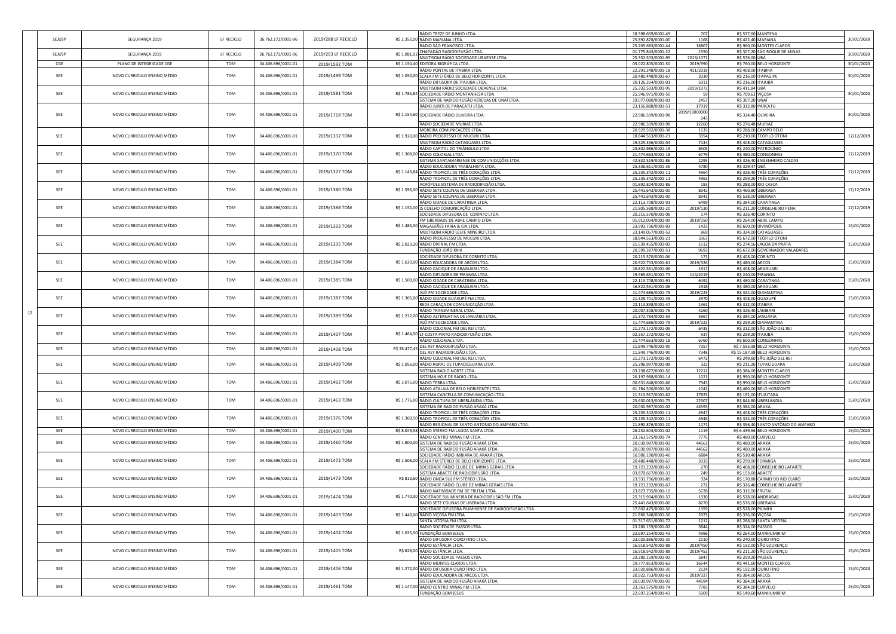| | | | | | | | | | | | | |
|---|---|---|---|---|---|---|---|---|---|---|---|---|
| 12 | SEJUSP | SEGURANÇA 2019 | LF RECICLO | 26.762.172/0001-96 | 2019/288 LF RECICLO | R$ 2.352,00 | RÁDIO TREZE DE JUNHO LTDA. | 18.398.669/0001-49 | 707 | R$ 537,60 | MANTENA | 30/01/2020 |
| | | | | | | | RÁDIO MARIANA LTDA. | 25.892.878/0001-00 | 1168 | R$ 422,40 | MARIANA | |
| | | | | | | | RÁDIO SÃO FRANCISCO LTDA. | 25.205.683/0001-44 | 16807 | R$ 960,00 | MONTES CLAROS | |
| | SEJUSP | SEGURANÇA 2019 | LF RECICLO | 26.762.172/0001-96 | 2019/293 LF RECICLO | R$ 1.081,92 | CHAPADÃO RADIODIFUSÃO LTDA. | 01.775.843/0001-22 | 1550 | R$ 307,20 | SÃO ROQUE DE MINAS | 30/01/2020 |
| | | | | | | | MULTISOM RÁDIO SOCIEDADE UBAENSE LTDA. | 25.332.503/0001-95 | 2019/1071 | R$ 576,00 | UBÁ | |
| | CGE | PLANO DE INTEGRIDADE CGE | TOM | 04.406.696/0001-01 | 2019/1592 TOM | R$ 1.150,40 | EDITORA BIGRÁFICA LTDA. | 05.022.805/0001-50 | 2019/990 | R$ 760,00 | BELO HORIZONTE | 30/01/2020 |
| | SEE | NOVO CURRICULO ENSINO MÉDIO | TOM | 04.406.696/0001-01 | 2019/1499 TOM | R$ 1.050,00 | RÁDIO PONTAL DE ITABIRA LTDA. | 22.291.348/0001-18 | 411/2019 | R$ 408,00 | ITABIRA | 30/01/2020 |
| | | | | | | | SCALA FM STÉREO DE BELO HORIZONTE LTDA. | 20.480.448/0001-67 | 2030 | R$ 216,00 | ITAPAGIPE | |
| | | | | | | | RÁDIO DIFUSORA DE ITAJUBÁ LTDA. | 20.126.264/0001-01 | 5011 | R$ 216,00 | ITAJUBÁ | |
| | SEE | NOVO CURRICULO ENSINO MÉDIO | TOM | 04.406.696/0001-01 | 2019/1581 TOM | R$ 1.785,84 | MULTISOM RÁDIO SOCIEDADE UBAENSE LTDA. | 25.332.503/0001-95 | 2019/1072 | R$ 411,84 | UBÁ | 30/01/2020 |
| | | | | | | | SOCIEDADE RÁDIO MONTANHESA LTDA. | 25.946.971/0001-50 | 59 | R$ 709,63 | VIÇOSA | |
| | | | | | | | SISTEMA DE RADIODIFUSÃO VEREDAS DE UNAÍ LTDA. | 19.077.080/0001-01 | 2457 | R$ 307,20 | UNAÍ | |
| | SEE | NOVO CURRICULO ENSINO MÉDIO | TOM | 04.406.696/0001-01 | 2019/1718 TOM | R$ 1.154,60 | RÁDIO JURITI DE PARACATU LTDA. | 23.156.888/0001-51 | 17919 | R$ 312,80 | PARACATU | 30/01/2020 |
| | | | | | | | SOCIEDADE RÁDIO OLIVEIRA LTDA. | 22.986.509/0001-98 | 2019/10000000243 | R$ 334,40 | OLIVEIRA | |
| | | | | | | | RÁDIO SOCIEDADE MURIAÉ LTDA. | 22.986.509/0001-98 | 12260 | R$ 276,48 | MURIAÉ | |
| | SEE | NOVO CURRICULO ENSINO MÉDIO | TOM | 04.406.696/0001-01 | 2019/1332 TOM | R$ 1.920,00 | MOREIRA COMUNICAÇÕES LTDA. | 20.929.592/0001-38 | 1135 | R$ 288,00 | CAMPO BELO | 17/12/2019 |
| | | | | | | | RÁDIO PROGRESSO DE MUCURI LTDA. | 18.844.563/0001-21 | 3354 | R$ 210,00 | TEÓFILO OTONI | |
| | | | | | | | MULTISOM RÁDIO CATAGUASES LTDA. | 19.525.336/0001-04 | 7134 | R$ 408,00 | CATAGUASES | |
| | SEE | NOVO CURRICULO ENSINO MÉDIO | TOM | 04.406.696/0001-01 | 2019/1370 TOM | R$ 1.308,00 | RÁDIO CAPITAL DO TRIÂNGULO LTDA. | 23.802.986/0001-19 | 6505 | R$ 240,00 | PATROCÍNIO | 17/12/2019 |
| | | | | | | | RÁDIO COLONIAL LTDA. | 21.474.663/0001-18 | 6779 | R$ 480,00 | CONGONHAS | |
| | | | | | | | SISTEMA SANTAMARIENSE DE COMUNICAÇÕES LTDA. | 42.832.519/0001-86 | 2295 | R$ 326,40 | ENGENHEIRO CALDAS | |
| | SEE | NOVO CURRICULO ENSINO MÉDIO | TOM | 04.406.696/0001-01 | 2019/1377 TOM | R$ 1.143,84 | RÁDIO EDUCADORA TRABALHISTA LTDA. | 25.336.611/0001-36 | 4780 | R$ 329,47 | UBÁ | 17/12/2019 |
| | | | | | | | RÁDIO TROPICAL DE TRÊS CORAÇÕES LTDA. | 25.235.342/0001-11 | 4964 | R$ 326,40 | TRÊS CORAÇÕES | |
| | | | | | | | RÁDIO TROPICAL DE TRÊS CORAÇÕES LTDA. | 25.235.342/0001-11 | 4963 | R$ 259,20 | TRÊS CORAÇÕES | |
| | SEE | NOVO CURRICULO ENSINO MÉDIO | TOM | 04.406.696/0001-01 | 2019/1380 TOM | R$ 1.596,00 | ACRÓPOLE SISTEMA DE RADIODIFUSÃO LTDA. | 01.892.824/0001-86 | 183 | R$ 288,00 | RIO CASCA | 17/12/2019 |
| | | | | | | | RÁDIO SETE COLINAS DE UBERABA LTDA. | 25.441.643/0001-00 | 8342 | R$ 460,80 | UBERABA | |
| | | | | | | | RÁDIO SETE COLINAS DE UBERABA LTDA. | 25.441.643/0001-00 | 8341 | R$ 528,00 | UBERABA | |
| | SEE | NOVO CURRICULO ENSINO MÉDIO | TOM | 04.406.696/0001-01 | 2019/1388 TOM | R$ 1.152,00 | RÁDIO CIDADE DE CARATINGA LTDA. | 22.113.708/0001-91 | 6499 | R$ 384,00 | CARATINGA | 17/12/2019 |
| | | | | | | | JS COELHO COMUNICAÇÃO LTDA. | 21.805.588/0001-20 | 2019/130 | R$ 211,20 | CONSELHEIRO PENA | |
| | | | | | | | SOCIEDADE DIFUSORA DE CORINTO LTDA. | 20.215.570/0001-06 | 174 | R$ 326,40 | CORINTO | |
| | SEE | NOVO CURRICULO ENSINO MÉDIO | TOM | 04.406.696/0001-01 | 2019/1333 TOM | R$ 1.485,00 | FM LIBERDADE DE ABRE CAMPO LTDA. | 01.912.004/0001-09 | 2019/150 | R$ 264,00 | ABRE CAMPO | 15/01/2020 |
| | | | | | | | MAGALHÃES FARIA & CIA LTDA. | 23.993.736/0001-03 | 1423 | R$ 600,00 | DIVINÓPOLIS | |
| | | | | | | | MULTISOM RÁDIO LESTE MINEIRO LTDA. | 23.149.057/0001-52 | 869 | R$ 324,00 | CATAGUASES | |
| | SEE | NOVO CURRICULO ENSINO MÉDIO | TOM | 04.406.696/0001-01 | 2019/1335 TOM | R$ 2.023,20 | RÁDIO PROGRESSO DE MUCURI LTDA. | 18.844.563/0001-21 | 3367 | R$ 672,00 | TEÓFILO OTONI | 15/01/2020 |
| | | | | | | | RÁDIO DIVINAL FM LTDA. | 21.639.455/0002-02 | 1512 | R$ 274,56 | LAGOA DA PRATA | |
| | | | | | | | FUNDAÇÃO JOÃO XXIII | 20.599.387/0001-51 | 9693 | R$ 672,00 | GOVERNADOR VALADARES | |
| | SEE | NOVO CURRICULO ENSINO MÉDIO | TOM | 04.406.696/0001-01 | 2019/1384 TOM | R$ 1.620,00 | SOCIEDADE DIFUSORA DE CORINTO LTDA. | 20.215.570/0001-06 | 171 | R$ 408,00 | CORINTO | 15/01/2020 |
| | | | | | | | RÁDIO EDUCADORA DE ARCOS LTDA. | 20.922.753/0001-61 | 2019/326 | R$ 480,00 | ARCOS | |
| | | | | | | | RÁDIO CACIQUE DE ARAGUARI LTDA. | 16.822.561/0001-06 | 1917 | R$ 408,00 | ARAGUARI | |
| | SEE | NOVO CURRICULO ENSINO MÉDIO | TOM | 04.406.696/0001-01 | 2019/1385 TOM | R$ 1.500,00 | RÁDIO DIFUSORA DE PIRANGA LTDA. | 19.965.631/0001-73 | 114/2019 | R$ 240,00 | PIRANGA | 15/01/2020 |
| | | | | | | | RÁDIO CIDADE DE CARATINGA LTDA. | 22.113.708/0001-91 | 6492 | R$ 480,00 | CARATINGA | |
| | | | | | | | RÁDIO CACIQUE DE ARAGUARI LTDA. | 16.822.561/0001-06 | 1918 | R$ 480,00 | ARAGUARI | |
| | SEE | NOVO CURRICULO ENSINO MÉDIO | TOM | 04.406.696/0001-01 | 2019/1387 TOM | R$ 1.305,00 | ALÔ FM SOCIEDADE LTDA. | 11.474.686/0001-79 | 2019/223 | R$ 324,00 | DIAMANTINA | 15/01/2020 |
| | | | | | | | RÁDIO CIDADE GUAXUPÉ FM LTDA. | 21.329.701/0001-49 | 2970 | R$ 408,00 | GUAXUPÉ | |
| | | | | | | | REDE CARAÇA DE COMUNICAÇÃO LTDA. | 22.113.898/0001-47 | 1361 | R$ 312,00 | ITABIRA | |
| | SEE | NOVO CURRICULO ENSINO MÉDIO | TOM | 04.406.696/0001-01 | 2019/1389 TOM | R$ 1.212,00 | RÁDIO TRANSMINERAL LTDA. | 20.007.308/0001-76 | 4260 | R$ 326,40 | LAMBARI | 15/01/2020 |
| | | | | | | | RÁDIO ALTERNATIVA DE JANUÁRIA LTDA. | 21.372.784/0001-59 | 3967 | R$ 384,00 | JANUÁRIA | |
| | | | | | | | ALÔ FM SOCIEDADE LTDA. | 11.474.686/0001-79 | 2019/222 | R$ 259,20 | DIAMANTINA | |
| | SEE | NOVO CURRICULO ENSINO MÉDIO | TOM | 04.406.696/0001-01 | 2019/1407 TOM | R$ 1.464,00 | RÁDIO COLONIAL FM DEL REI LTDA. | 21.273.172/0001-09 | 6435 | R$ 312,00 | SÃO JOÃO DEL REI | 15/01/2020 |
| | | | | | | | LT COSTA PINTO RADIODIFUSÃO LTDA. | 02.357.172/0001-42 | 937 | R$ 259,20 | ITAJUBÁ | |
| | | | | | | | RÁDIO COLONIAL LTDA. | 21.474.663/0001-18 | 6760 | R$ 600,00 | CONGONHAS | |
| | SEE | NOVO CURRICULO ENSINO MÉDIO | TOM | 04.406.696/0001-01 | 2019/1408 TOM | R$ 28.477,45 | DEL REY RADIODIFUSÃO LTDA. | 11.849.746/0001-90 | 7357 | R$ 7.593,98 | BELO HORIZONTE | 15/01/2020 |
| | | | | | | | DEL REY RADIODIFUSÃO LTDA. | 11.849.746/0001-90 | 7348 | R$ 15.187,98 | BELO HORIZONTE | |
| | SEE | NOVO CURRICULO ENSINO MÉDIO | TOM | 04.406.696/0001-01 | 2019/1409 TOM | R$ 1.056,00 | RÁDIO COLONIAL FM DEL REI LTDA. | 21.273.172/0001-09 | 6472 | R$ 249,60 | SÃO JOÃO DEL REI | 15/01/2020 |
| | | | | | | | RÁDIO RURAL DE TUPACIGUARA LTDA. | 25.296.997/0001-08 | 322 | R$ 211,20 | TUPACIGUARA | |
| | | | | | | | SISTEMA RÁDIO NORTE LTDA. | 03.238.677/0001-50 | 12212 | R$ 384,00 | MONTES CLAROS | |
| | SEE | NOVO CURRICULO ENSINO MÉDIO | TOM | 04.406.696/0001-01 | 2019/1462 TOM | R$ 3.075,00 | SISTEMA HOJE DE RÁDIO LTDA. | 26.197.988/0001-14 | 1021 | R$ 990,00 | BELO HORIZONTE | 15/01/2020 |
| | | | | | | | RÁDIO TERRA LTDA. | 00.631.648/0001-66 | 7943 | R$ 990,00 | BELO HORIZONTE | |
| | | | | | | | RÁDIO ATALAIA DE BELO HORIZONTE LTDA. | 61.784.500/0001-56 | 1041 | R$ 480,00 | BELO HORIZONTE | |
| | SEE | NOVO CURRICULO ENSINO MÉDIO | TOM | 04.406.696/0001-01 | 2019/1463 TOM | R$ 1.776,00 | SISTEMA CANCELLA DE COMUNICAÇÃO LTDA. | 21.310.917/0001-62 | 17825 | R$ 192,00 | ITUIUTABA | 15/01/2020 |
| | | | | | | | RÁDIO CULTURA DE UBERLÂNDIA LTDA. | 25.630.013/0001-75 | 22507 | R$ 844,80 | UBERLÂNDIA | |
| | | | | | | | SISTEMA DE RADIODIFUSÃO ARAXÁ LTDA. | 20.030.987/0001-02 | 44593 | R$ 384,00 | ARAXÁ | |
| | SEE | NOVO CURRICULO ENSINO MÉDIO | TOM | 04.406.696/0001-01 | 2019/1376 TOM | R$ 1.360,50 | RÁDIO TROPICAL DE TRÊS CORAÇÕES LTDA. | 25.235.342/0001-11 | 4947 | R$ 408,00 | TRÊS CORAÇÕES | 15/01/2020 |
| | | | | | | | RÁDIO TROPICAL DE TRÊS CORAÇÕES LTDA. | 25.235.342/0001-11 | 4946 | R$ 324,00 | TRÊS CORAÇÕES | |
| | | | | | | | RÁDIO REGIONAL DE SANTO ANTONIO DO AMPARO LTDA. | 21.890.876/0001-20 | 1171 | R$ 356,40 | SANTO ANTÔNIO DO AMPARO | |
| | SEE | NOVO CURRICULO ENSINO MÉDIO | TOM | 04.406.696/0001-01 | 2019/1400 TOM | R$ 8.049,58 | RÁDIO STÉREO FM LAGOA SANTA LTDA. | 26.232.603/0001-02 | 1119 | R$ 6.439,66 | BELO HORIZONTE | 15/01/2020 |
| | SEE | NOVO CURRICULO ENSINO MÉDIO | TOM | 04.406.696/0001-01 | 2019/1460 TOM | R$ 1.800,00 | RÁDIO CENTRO MINAS FM LTDA. | 23.363.575/0001-74 | 7775 | R$ 480,00 | CURVELO | 15/01/2020 |
| | | | | | | | SISTEMA DE RADIODIFUSÃO ARAXÁ LTDA. | 20.030.987/0001-02 | 44561 | R$ 480,00 | ARAXÁ | |
| | | | | | | | SISTEMA DE RADIODIFUSÃO ARAXÁ LTDA. | 20.030.987/0001-02 | 44562 | R$ 480,00 | ARAXÁ | |
| | SEE | NOVO CURRICULO ENSINO MÉDIO | TOM | 04.406.696/0001-01 | 2019/1472 TOM | R$ 1.508,00 | SOCIEDADE RÁDIO IMBIARA DE ARAXÁ LTDA. | 16.906.190/0001-40 | 6884 | R$ 510,40 | ARAXÁ | 15/01/2020 |
| | | | | | | | SCALA FM STEREO DE BELO HORIZONTE LTDA. | 20.480.448/0001-67 | 2033 | R$ 299,00 | FORMIGA | |
| | | | | | | | SOCIEDADE RÁDIO CLUBE DE MINAS GERAIS LTDA. | 19.721.232/0001-67 | 270 | R$ 408,00 | CONSELHEIRO LAFAIETE | |
| | SEE | NOVO CURRICULO ENSINO MÉDIO | TOM | 04.406.696/0001-01 | 2019/1473 TOM | R$ 813,60 | SISTEMA ABAETE DE RADIODIFUSÃO LTDA. | 03.870.667/0001-33 | 249 | R$ 153,60 | ABAETÉ | 15/01/2020 |
| | | | | | | | RÁDIO ONDA SUL FM STÉREO LTDA. | 23.931.736/0001-89 | 924 | R$ 170,88 | CARMO DO RIO CLARO | |
| | | | | | | | SOCIEDADE RÁDIO CLUBE DE MINAS GERAIS LTDA. | 19.721.232/0001-67 | 272 | R$ 326,40 | CONSELHEIRO LAFAIETE | |
| | SEE | NOVO CURRICULO ENSINO MÉDIO | TOM | 04.406.696/0001-01 | 2019/1474 TOM | R$ 1.770,00 | RÁDIO NATIVIDADE FM DE FRUTAL LTDA. | 23.823.735/0001-10 | 5728 | R$ 312,00 | FRUTAL | 15/01/2020 |
| | | | | | | | SOCIEDADE SUL MINEIRA DE RADIODIFUSÃO FM LTDA. | 25.315.904/0001-37 | 1330 | R$ 528,00 | ANDRADAS | |
| | | | | | | | RÁDIO SETE COLINAS DE UBERABA LTDA. | 25.441.643/0001-00 | 8270 | R$ 576,00 | UBERABA | |
| | SEE | NOVO CURRICULO ENSINO MÉDIO | TOM | 04.406.696/0001-01 | 2019/1403 TOM | R$ 1.440,00 | SOCIEDADE DIFUSORA PIUMHIENSE DE RADIODIFUSÃO LTDA. | 17.602.475/0001-50 | 1359 | R$ 528,00 | PIUMHI | 15/01/2020 |
| | | | | | | | RÁDIO VIÇOSA FM LTDA. | 21.866.348/0001-36 | 2023 | R$ 336,00 | VIÇOSA | |
| | | | | | | | SANTA VITÓRIA FM LTDA. | 01.317.651/0001-72 | 1212 | R$ 288,00 | SANTA VITÓRIA | |
| | SEE | NOVO CURRICULO ENSINO MÉDIO | TOM | 04.406.696/0001-01 | 2019/1404 TOM | R$ 1.035,00 | RÁDIO SOCIEDADE PASSOS LTDA. | 23.280.159/0001-02 | 5844 | R$ 324,00 | PASSOS | 15/01/2020 |
| | | | | | | | FUNDAÇÃO BOM JESUS | 22.697.254/0001-43 | 4996 | R$ 264,00 | MANHUMIRIM | |
| | | | | | | | RÁDIO DIFUSORA OURO FINO LTDA. | 23.020.886/0001-30 | 2110 | R$ 240,00 | OURO FINO | |
| | SEE | NOVO CURRICULO ENSINO MÉDIO | TOM | 04.406.696/0001-01 | 2019/1405 TOM | R$ 828,00 | RÁDIO ESTÂNCIA LTDA. | 16.918.542/0001-88 | 2019/450 | R$ 192,00 | SÃO LOURENÇO | 15/01/2020 |
| | | | | | | | RÁDIO ESTÂNCIA LTDA. | 16.918.542/0001-88 | 2019/452 | R$ 211,20 | SÃO LOURENÇO | |
| | | | | | | | RÁDIO SOCIEDADE PASSOS LTDA. | 23.280.159/0001-02 | 5847 | R$ 259,20 | PASSOS | |
| | SEE | NOVO CURRICULO ENSINO MÉDIO | TOM | 04.406.696/0001-01 | 2019/1406 TOM | R$ 1.272,00 | RÁDIO MONTES CLAROS LTDA. | 19.777.853/0001-62 | 16544 | R$ 441,60 | MONTES CLAROS | 15/01/2020 |
| | | | | | | | RÁDIO DIFUSORA OURO FINO LTDA. | 23.020.886/0001-30 | 2124 | R$ 192,00 | OURO FINO | |
| | | | | | | | RÁDIO EDUCADORA DE ARCOS LTDA. | 20.922.753/0001-61 | 2019/327 | R$ 384,00 | ARCOS | |
| | SEE | NOVO CURRICULO ENSINO MÉDIO | TOM | 04.406.696/0001-01 | 2019/1461 TOM | R$ 1.147,00 | SISTEMA DE RADIODIFUSÃO ARAXÁ LTDA. | 20.030.987/0001-02 | 44594 | R$ 384,00 | ARAXÁ | 15/01/2020 |
| | | | | | | | RÁDIO CENTRO MINAS FM LTDA. | 23.363.575/0001-74 | 7783 | R$ 384,00 | CURVELO | |
| | | | | | | | FUNDAÇÃO BOM JESUS | 22.697.254/0001-43 | 5109 | R$ 149,60 | MANHUMIRIM | |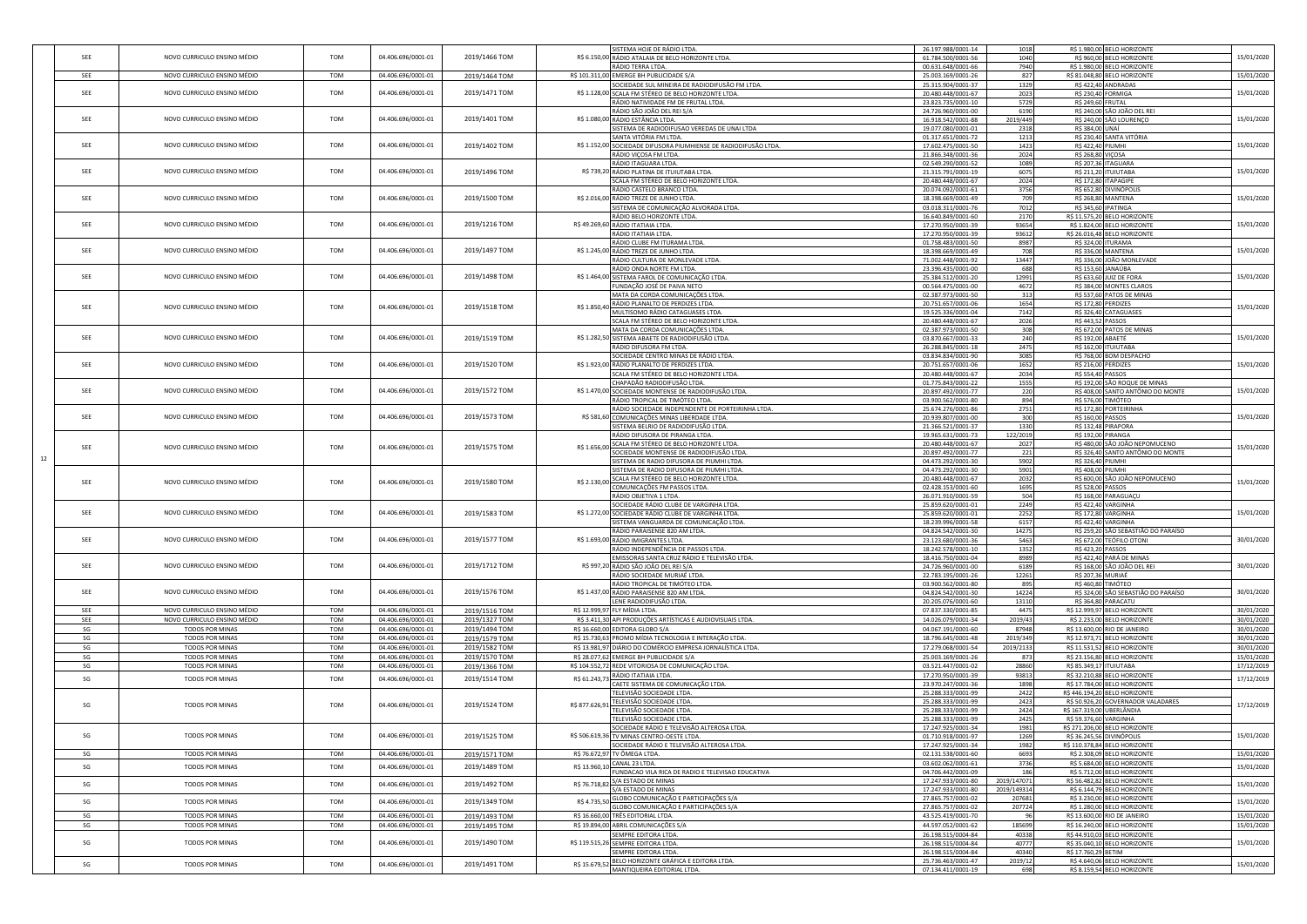| | | | | | | | | | | | |
|---|---|---|---|---|---|---|---|---|---|---|---|
| 12 | SEE | NOVO CURRICULO ENSINO MÉDIO | TOM | 04.406.696/0001-01 | 2019/1466 TOM | R$ 6.150,00 | SISTEMA HOJE DE RÁDIO LTDA. | 26.197.988/0001-14 | 1018 | R$ 1.980,00 BELO HORIZONTE | 15/01/2020 |
| | | | | | | | RÁDIO ATALAIA DE BELO HORIZONTE LTDA. | 61.784.500/0001-56 | 1040 | R$ 960,00 BELO HORIZONTE | |
| | | | | | | | RÁDIO TERRA LTDA. | 00.631.648/0001-66 | 7940 | R$ 1.980,00 BELO HORIZONTE | |
| | SEE | NOVO CURRICULO ENSINO MÉDIO | TOM | 04.406.696/0001-01 | 2019/1464 TOM | R$ 101.311,00 | EMERGE BH PUBLICIDADE S/A | 25.003.169/0001-26 | 827 | R$ 81.048,80 BELO HORIZONTE | 15/01/2020 |
| | SEE | NOVO CURRICULO ENSINO MÉDIO | TOM | 04.406.696/0001-01 | 2019/1471 TOM | R$ 1.128,00 | SOCIEDADE SUL MINEIRA DE RADIODIFUSÃO FM LTDA. | 25.315.904/0001-37 | 1329 | R$ 422,40 ANDRADAS | 15/01/2020 |
| | | | | | | | SCALA FM STÉREO DE BELO HORIZONTE LTDA. | 20.480.448/0001-67 | 2023 | R$ 230,40 FORMIGA | |
| | | | | | | | RÁDIO NATIVIDADE FM DE FRUTAL LTDA. | 23.823.735/0001-10 | 5729 | R$ 249,60 FRUTAL | |
| | SEE | NOVO CURRICULO ENSINO MÉDIO | TOM | 04.406.696/0001-01 | 2019/1401 TOM | R$ 1.080,00 | RÁDIO SÃO JOÃO DEL REI S/A | 24.726.960/0001-00 | 6190 | R$ 240,00 SÃO JOÃO DEL REI | 15/01/2020 |
| | | | | | | | RÁDIO ESTÂNCIA LTDA. | 16.918.542/0001-88 | 2019/449 | R$ 240,00 SÃO LOURENÇO | |
| | | | | | | | SISTEMA DE RADIODIFUSAO VEREDAS DE UNAI LTDA | 19.077.080/0001-01 | 2318 | R$ 384,00 UNAÍ | |
| | SEE | NOVO CURRICULO ENSINO MÉDIO | TOM | 04.406.696/0001-01 | 2019/1402 TOM | R$ 1.152,00 | SANTA VITÓRIA FM LTDA. | 01.317.651/0001-72 | 1213 | R$ 230,40 SANTA VITÓRIA | 15/01/2020 |
| | | | | | | | SOCIEDADE DIFUSORA PIUMHIENSE DE RADIODIFUSÃO LTDA. | 17.602.475/0001-50 | 1423 | R$ 422,40 PIUMHI | |
| | | | | | | | RÁDIO VIÇOSA FM LTDA. | 21.866.348/0001-36 | 2024 | R$ 268,80 VIÇOSA | |
| | SEE | NOVO CURRICULO ENSINO MÉDIO | TOM | 04.406.696/0001-01 | 2019/1496 TOM | R$ 739,20 | RÁDIO ITAGUARA LTDA. | 02.549.290/0001-52 | 1089 | R$ 207,36 ITAGUARA | 15/01/2020 |
| | | | | | | | RÁDIO PLATINA DE ITUIUTABA LTDA. | 21.315.791/0001-19 | 6075 | R$ 211,20 ITUIUTABA | |
| | | | | | | | SCALA FM STÉREO DE BELO HORIZONTE LTDA. | 20.480.448/0001-67 | 2024 | R$ 172,80 ITAPAGIPE | |
| | SEE | NOVO CURRICULO ENSINO MÉDIO | TOM | 04.406.696/0001-01 | 2019/1500 TOM | R$ 2.016,00 | RÁDIO CASTELO BRANCO LTDA. | 20.074.092/0001-61 | 3756 | R$ 652,80 DIVINÓPOLIS | 15/01/2020 |
| | | | | | | | RÁDIO TREZE DE JUNHO LTDA. | 18.398.669/0001-49 | 709 | R$ 268,80 MANTENA | |
| | | | | | | | SISTEMA DE COMUNICAÇÃO ALVORADA LTDA. | 03.018.311/0001-76 | 7012 | R$ 345,60 IPATINGA | |
| | SEE | NOVO CURRICULO ENSINO MÉDIO | TOM | 04.406.696/0001-01 | 2019/1216 TOM | R$ 49.269,60 | RÁDIO BELO HORIZONTE LTDA. | 16.640.849/0001-60 | 2170 | R$ 11.575,20 BELO HORIZONTE | 15/01/2020 |
| | | | | | | | RÁDIO ITATIAIA LTDA. | 17.270.950/0001-39 | 93654 | R$ 1.824,00 BELO HORIZONTE | |
| | | | | | | | RÁDIO ITATIAIA LTDA. | 17.270.950/0001-39 | 93612 | R$ 26.016,48 BELO HORIZONTE | |
| | SEE | NOVO CURRICULO ENSINO MÉDIO | TOM | 04.406.696/0001-01 | 2019/1497 TOM | R$ 1.245,00 | RÁDIO CLUBE FM ITURAMA LTDA. | 01.758.483/0001-50 | 8987 | R$ 324,00 ITURAMA | 15/01/2020 |
| | | | | | | | RÁDIO TREZE DE JUNHO LTDA. | 18.398.669/0001-49 | 708 | R$ 336,00 MANTENA | |
| | | | | | | | RÁDIO CULTURA DE MONLEVADE LTDA. | 71.002.448/0001-92 | 13447 | R$ 336,00 JOÃO MONLEVADE | |
| | SEE | NOVO CURRICULO ENSINO MÉDIO | TOM | 04.406.696/0001-01 | 2019/1498 TOM | R$ 1.464,00 | RÁDIO ONDA NORTE FM LTDA. | 23.396.435/0001-00 | 688 | R$ 153,60 JANAÚBA | 15/01/2020 |
| | | | | | | | SISTEMA FAROL DE COMUNICAÇÃO LTDA. | 25.384.512/0001-20 | 12991 | R$ 633,60 JUIZ DE FORA | |
| | | | | | | | FUNDAÇÃO JOSÉ DE PAIVA NETO | 00.564.475/0001-00 | 4672 | R$ 384,00 MONTES CLAROS | |
| | SEE | NOVO CURRICULO ENSINO MÉDIO | TOM | 04.406.696/0001-01 | 2019/1518 TOM | R$ 1.850,40 | MATA DA CORDA COMUNICAÇÕES LTDA. | 02.387.973/0001-50 | 313 | R$ 537,60 PATOS DE MINAS | 15/01/2020 |
| | | | | | | | RÁDIO PLANALTO DE PERDIZES LTDA. | 20.751.657/0001-06 | 1654 | R$ 172,80 PERDIZES | |
| | | | | | | | MULTISOMO RÁDIO CATAGUASES LTDA. | 19.525.336/0001-04 | 7142 | R$ 326,40 CATAGUASES | |
| | | | | | | | SCALA FM STÉREO DE BELO HORIZONTE LTDA. | 20.480.448/0001-67 | 2026 | R$ 443,52 PASSOS | |
| | SEE | NOVO CURRICULO ENSINO MÉDIO | TOM | 04.406.696/0001-01 | 2019/1519 TOM | R$ 1.282,50 | MATA DA CORDA COMUNICAÇÕES LTDA. | 02.387.973/0001-50 | 308 | R$ 672,00 PATOS DE MINAS | 15/01/2020 |
| | | | | | | | SISTEMA ABAETE DE RADIODIFUSÃO LTDA. | 03.870.667/0001-33 | 240 | R$ 192,00 ABAETÉ | |
| | | | | | | | RÁDIO DIFUSORA FM LTDA. | 26.288.845/0001-18 | 2475 | R$ 162,00 ITUIUTABA | |
| | SEE | NOVO CURRICULO ENSINO MÉDIO | TOM | 04.406.696/0001-01 | 2019/1520 TOM | R$ 1.923,00 | SOCIEDADE CENTRO MINAS DE RÁDIO LTDA. | 03.834.834/0001-90 | 3085 | R$ 768,00 BOM DESPACHO | 15/01/2020 |
| | | | | | | | RÁDIO PLANALTO DE PERDIZES LTDA. | 20.751.657/0001-06 | 1652 | R$ 216,00 PERDIZES | |
| | | | | | | | SCALA FM STÉREO DE BELO HORIZONTE LTDA. | 20.480.448/0001-67 | 2034 | R$ 554,40 PASSOS | |
| | SEE | NOVO CURRICULO ENSINO MÉDIO | TOM | 04.406.696/0001-01 | 2019/1572 TOM | R$ 1.470,00 | CHAPADÃO RADIODIFUSÃO LTDA. | 01.775.843/0001-22 | 1555 | R$ 192,00 SÃO ROQUE DE MINAS | 15/01/2020 |
| | | | | | | | SOCIEDADE MONTENSE DE RADIODIFUSÃO LTDA. | 20.897.492/0001-77 | 220 | R$ 408,00 SANTO ANTÔNIO DO MONTE | |
| | | | | | | | RÁDIO TROPICAL DE TIMÓTEO LTDA. | 03.900.562/0001-80 | 894 | R$ 576,00 TIMÓTEO | |
| | SEE | NOVO CURRICULO ENSINO MÉDIO | TOM | 04.406.696/0001-01 | 2019/1573 TOM | R$ 581,60 | RÁDIO SOCIEDADE INDEPENDENTE DE PORTEIRINHA LTDA. | 25.674.276/0001-86 | 2751 | R$ 172,80 PORTEIRINHA | 15/01/2020 |
| | | | | | | | COMUNICAÇÕES MINAS LIBERDADE LTDA. | 20.939.807/0001-00 | 300 | R$ 160,00 PASSOS | |
| | | | | | | | SISTEMA BELRIO DE RADIODIFUSÃO LTDA. | 21.366.521/0001-37 | 1330 | R$ 132,48 PIRAPORA | |
| | SEE | NOVO CURRICULO ENSINO MÉDIO | TOM | 04.406.696/0001-01 | 2019/1575 TOM | R$ 1.656,00 | RÁDIO DIFUSORA DE PIRANGA LTDA. | 19.965.631/0001-73 | 122/2019 | R$ 192,00 PIRANGA | 15/01/2020 |
| | | | | | | | SCALA FM STÉREO DE BELO HORIZONTE LTDA. | 20.480.448/0001-67 | 2027 | R$ 480,00 SÃO JOÃO NEPOMUCENO | |
| | | | | | | | SOCIEDADE MONTENSE DE RADIODIFUSÃO LTDA. | 20.897.492/0001-77 | 221 | R$ 326,40 SANTO ANTÔNIO DO MONTE | |
| | | | | | | | SISTEMA DE RADIO DIFUSORA DE PIUMHI LTDA. | 04.473.292/0001-30 | 5902 | R$ 326,40 PIUMHI | |
| | SEE | NOVO CURRICULO ENSINO MÉDIO | TOM | 04.406.696/0001-01 | 2019/1580 TOM | R$ 2.130,00 | SISTEMA DE RADIO DIFUSORA DE PIUMHI LTDA. | 04.473.292/0001-30 | 5901 | R$ 408,00 PIUMHI | 15/01/2020 |
| | | | | | | | SCALA FM STÉREO DE BELO HORIZONTE LTDA. | 20.480.448/0001-67 | 2032 | R$ 600,00 SÃO JOÃO NEPOMUCENO | |
| | | | | | | | COMUNICAÇÕES FM PASSOS LTDA. | 02.428.153/0001-60 | 1695 | R$ 528,00 PASSOS | |
| | | | | | | | RÁDIO OBJETIVA 1 LTDA. | 26.071.910/0001-59 | 504 | R$ 168,00 PARAGUAÇU | |
| | SEE | NOVO CURRICULO ENSINO MÉDIO | TOM | 04.406.696/0001-01 | 2019/1583 TOM | R$ 1.272,00 | SOCIEDADE RÁDIO CLUBE DE VARGINHA LTDA. | 25.859.620/0001-01 | 2249 | R$ 422,40 VARGINHA | 15/01/2020 |
| | | | | | | | SOCIEDADE RÁDIO CLUBE DE VARGINHA LTDA. | 25.859.620/0001-01 | 2252 | R$ 172,80 VARGINHA | |
| | | | | | | | SISTEMA VANGUARDA DE COMUNICAÇÃO LTDA. | 18.239.996/0001-58 | 6157 | R$ 422,40 VARGINHA | |
| | SEE | NOVO CURRICULO ENSINO MÉDIO | TOM | 04.406.696/0001-01 | 2019/1577 TOM | R$ 1.693,00 | RÁDIO PARAISENSE 820 AM LTDA. | 04.824.542/0001-30 | 14275 | R$ 259,20 SÃO SEBASTIÃO DO PARAÍSO | 30/01/2020 |
| | | | | | | | RÁDIO IMIGRANTES LTDA. | 23.123.680/0001-36 | 5463 | R$ 672,00 TEÓFILO OTONI | |
| | | | | | | | RÁDIO INDEPENDÊNCIA DE PASSOS LTDA. | 18.242.578/0001-10 | 1352 | R$ 423,20 PASSOS | |
| | SEE | NOVO CURRICULO ENSINO MÉDIO | TOM | 04.406.696/0001-01 | 2019/1712 TOM | R$ 997,20 | EMISSORAS SANTA CRUZ RÁDIO E TELEVISÃO LTDA. | 18.416.750/0001-04 | 8989 | R$ 422,40 PARÁ DE MINAS | 30/01/2020 |
| | | | | | | | RÁDIO SÃO JOÃO DEL REI S/A | 24.726.960/0001-00 | 6189 | R$ 168,00 SÃO JOÃO DEL REI | |
| | | | | | | | RÁDIO SOCIEDADE MURIAÉ LTDA. | 22.783.195/0001-26 | 12261 | R$ 207,36 MURIAÉ | |
| | SEE | NOVO CURRICULO ENSINO MÉDIO | TOM | 04.406.696/0001-01 | 2019/1576 TOM | R$ 1.437,00 | RÁDIO TROPICAL DE TIMÓTEO LTDA. | 03.900.562/0001-80 | 895 | R$ 460,80 TIMÓTEO | 30/01/2020 |
| | | | | | | | RÁDIO PARAISENSE 820 AM LTDA. | 04.824.542/0001-30 | 14224 | R$ 324,00 SÃO SEBASTIÃO DO PARAÍSO | |
| | | | | | | | LENE RADIODIFUSÃO LTDA. | 20.205.076/0001-60 | 13110 | R$ 364,80 PARACATU | |
| | SEE | NOVO CURRICULO ENSINO MÉDIO | TOM | 04.406.696/0001-01 | 2019/1516 TOM | R$ 12.999,97 | FLY MÍDIA LTDA. | 07.837.330/0001-85 | 4475 | R$ 12.999,97 BELO HORIZONTE | 30/01/2020 |
| | SEE | NOVO CURRICULO ENSINO MÉDIO | TOM | 04.406.696/0001-01 | 2019/1327 TOM | R$ 3.411,30 | API PRODUÇÕES ARTÍSTICAS E AUDIOVISUAIS LTDA. | 14.026.079/0001-34 | 2019/43 | R$ 2.233,00 BELO HORIZONTE | 30/01/2020 |
| | SG | TODOS POR MINAS | TOM | 04.406.696/0001-01 | 2019/1494 TOM | R$ 16.660,00 | EDITORA GLOBO S/A | 04.067.191/0001-60 | 87948 | R$ 13.600,00 RIO DE JANEIRO | 30/01/2020 |
| | SG | TODOS POR MINAS | TOM | 04.406.696/0001-01 | 2019/1579 TOM | R$ 15.730,63 | PROMO MÍDIA TECNOLOGIA E INTERAÇÃO LTDA. | 18.796.645/0001-48 | 2019/349 | R$ 12.973,71 BELO HORIZONTE | 30/01/2020 |
| | SG | TODOS POR MINAS | TOM | 04.406.696/0001-01 | 2019/1582 TOM | R$ 13.981,97 | DIÁRIO DO COMÉRCIO EMPRESA JORNALÍSTICA LTDA. | 17.279.068/0001-54 | 2019/2133 | R$ 11.531,52 BELO HORIZONTE | 30/01/2020 |
| | SG | TODOS POR MINAS | TOM | 04.406.696/0001-01 | 2019/1570 TOM | R$ 28.077,62 | EMERGE BH PUBLICIDADE S/A | 25.003.169/0001-26 | 873 | R$ 23.156,80 BELO HORIZONTE | 15/01/2020 |
| | SG | TODOS POR MINAS | TOM | 04.406.696/0001-01 | 2019/1366 TOM | R$ 104.552,72 | REDE VITORIOSA DE COMUNICAÇÃO LTDA. | 03.521.447/0001-02 | 28860 | R$ 85.349,17 ITUIUTABA | 17/12/2019 |
| | SG | TODOS POR MINAS | TOM | 04.406.696/0001-01 | 2019/1514 TOM | R$ 61.243,73 | RÁDIO ITATIAIA LTDA. | 17.270.950/0001-39 | 93813 | R$ 32.210,88 BELO HORIZONTE | 17/12/2019 |
| | | | | | | | CAETE SISTEMA DE COMUNICAÇÃO LTDA. | 23.970.247/0001-36 | 1898 | R$ 17.784,00 BELO HORIZONTE | |
| | SG | TODOS POR MINAS | TOM | 04.406.696/0001-01 | 2019/1524 TOM | R$ 877.626,91 | TELEVISÃO SOCIEDADE LTDA. | 25.288.333/0001-99 | 2422 | R$ 446.194,20 BELO HORIZONTE | 17/12/2019 |
| | | | | | | | TELEVISÃO SOCIEDADE LTDA. | 25.288.333/0001-99 | 2423 | R$ 50.926,20 GOVERNADOR VALADARES | |
| | | | | | | | TELEVISÃO SOCIEDADE LTDA. | 25.288.333/0001-99 | 2424 | R$ 167.319,00 UBERLÂNDIA | |
| | | | | | | | TELEVISÃO SOCIEDADE LTDA. | 25.288.333/0001-99 | 2425 | R$ 59.376,60 VARGINHA | |
| | SG | TODOS POR MINAS | TOM | 04.406.696/0001-01 | 2019/1525 TOM | R$ 506.619,36 | SOCIEDADE RÁDIO E TELEVISÃO ALTEROSA LTDA. | 17.247.925/0001-34 | 1981 | R$ 271.206,00 BELO HORIZONTE | 15/01/2020 |
| | | | | | | | TV MINAS CENTRO-OESTE LTDA. | 01.710.918/0001-97 | 1269 | R$ 36.245,56 DIVINÓPOLIS | |
| | | | | | | | SOCIEDADE RÁDIO E TELEVISÃO ALTEROSA LTDA. | 17.247.925/0001-34 | 1982 | R$ 110.378,84 BELO HORIZONTE | |
| | SG | TODOS POR MINAS | TOM | 04.406.696/0001-01 | 2019/1571 TOM | R$ 76.672,97 | TV ÔMEGA LTDA. | 02.131.538/0001-60 | 6693 | R$ 2.308,09 BELO HORIZONTE | 15/01/2020 |
| | SG | TODOS POR MINAS | TOM | 04.406.696/0001-01 | 2019/1489 TOM | R$ 13.960,10 | CANAL 23 LTDA. | 03.602.062/0001-61 | 3736 | R$ 5.684,00 BELO HORIZONTE | 15/01/2020 |
| | | | | | | | FUNDACAO VILA RICA DE RADIO E TELEVISAO EDUCATIVA | 04.706.442/0001-09 | 186 | R$ 5.712,00 BELO HORIZONTE | |
| | SG | TODOS POR MINAS | TOM | 04.406.696/0001-01 | 2019/1492 TOM | R$ 76.718,82 | S/A ESTADO DE MINAS | 17.247.933/0001-80 | 2019/147071 | R$ 56.482,82 BELO HORIZONTE | 15/01/2020 |
| | | | | | | | S/A ESTADO DE MINAS | 17.247.933/0001-80 | 2019/149314 | R$ 6.144,79 BELO HORIZONTE | |
| | SG | TODOS POR MINAS | TOM | 04.406.696/0001-01 | 2019/1349 TOM | R$ 4.735,50 | GLOBO COMUNICAÇÃO E PARTICIPAÇÕES S/A | 27.865.757/0001-02 | 207681 | R$ 3.230,00 BELO HORIZONTE | 15/01/2020 |
| | | | | | | | GLOBO COMUNICAÇÃO E PARTICIPAÇÕES S/A | 27.865.757/0001-02 | 207724 | R$ 1.280,00 BELO HORIZONTE | |
| | SG | TODOS POR MINAS | TOM | 04.406.696/0001-01 | 2019/1493 TOM | R$ 16.660,00 | TRÊS EDITORIAL LTDA. | 43.525.419/0001-70 | 96 | R$ 13.600,00 RIO DE JANEIRO | 15/01/2020 |
| | SG | TODOS POR MINAS | TOM | 04.406.696/0001-01 | 2019/1495 TOM | R$ 19.894,00 | ABRIL COMUNICAÇÕES S/A | 44.597.052/0001-62 | 185699 | R$ 16.240,00 BELO HORIZONTE | 15/01/2020 |
| | SG | TODOS POR MINAS | TOM | 04.406.696/0001-01 | 2019/1490 TOM | R$ 119.515,26 | SEMPRE EDITORA LTDA. | 26.198.515/0004-84 | 40338 | R$ 44.910,03 BELO HORIZONTE | 15/01/2020 |
| | | | | | | | SEMPRE EDITORA LTDA. | 26.198.515/0004-84 | 40777 | R$ 35.040,10 BELO HORIZONTE | |
| | | | | | | | SEMPRE EDITORA LTDA. | 26.198.515/0004-84 | 40340 | R$ 17.760,29 BETIM | |
| | SG | TODOS POR MINAS | TOM | 04.406.696/0001-01 | 2019/1491 TOM | R$ 15.679,52 | BELO HORIZONTE GRÁFICA E EDITORA LTDA. | 25.736.463/0001-47 | 2019/12 | R$ 4.640,06 BELO HORIZONTE | 15/01/2020 |
| | | | | | | | MANTIQUEIRA EDITORIAL LTDA. | 07.134.411/0001-19 | 698 | R$ 8.159,54 BELO HORIZONTE | |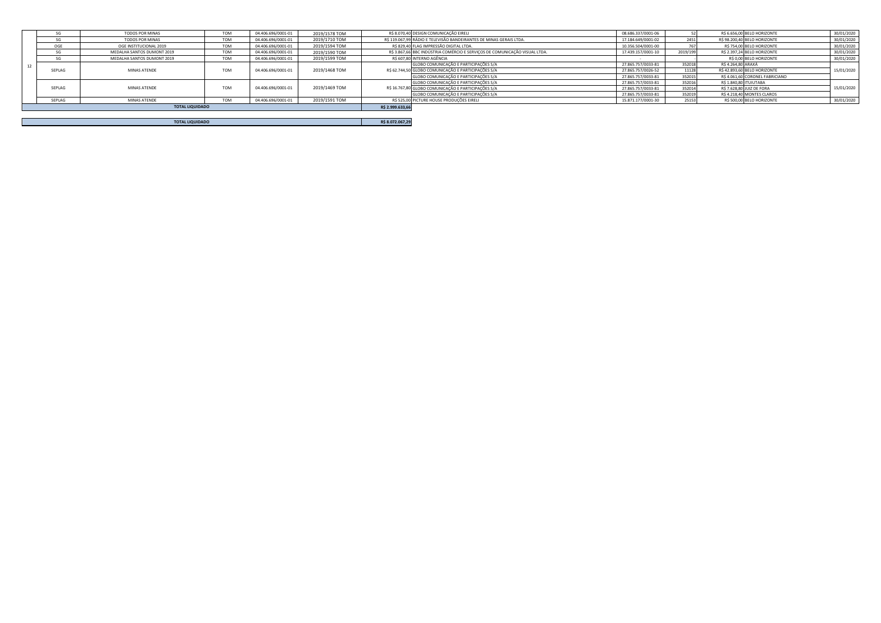| | | | | | | | | | | | | |
|---|---|---|---|---|---|---|---|---|---|---|---|---|
| 12 | SG | TODOS POR MINAS | TOM | 04.406.696/0001-01 | 2019/1578 TOM | R$ 8.070,40 | DESIGN COMUNICAÇÃO EIRELI | 08.686.337/0001-06 | 52 | R$ 6.656,00 | BELO HORIZONTE | 30/01/2020 |
| | SG | TODOS POR MINAS | TOM | 04.406.696/0001-01 | 2019/1710 TOM | R$ 119.067,99 | RÁDIO E TELEVISÃO BANDEIRANTES DE MINAS GERAIS LTDA. | 17.184.649/0001-02 | 2451 | R$ 98.200,40 | BELO HORIZONTE | 30/01/2020 |
| | OGE | OGE INSTITUCIONAL 2019 | TOM | 04.406.696/0001-01 | 2019/1594 TOM | R$ 829,40 | FLAG IMPRESSÃO DIGITAL LTDA. | 10.356.504/0001-00 | 767 | R$ 754,00 | BELO HORIZONTE | 30/01/2020 |
| | SG | MEDALHA SANTOS DUMONT 2019 | TOM | 04.406.696/0001-01 | 2019/1590 TOM | R$ 3.867,66 | BBC INDÚSTRIA COMÉRCIO E SERVIÇOS DE COMUNICAÇÃO VISUAL LTDA. | 17.439.157/0001-10 | 2019/199 | R$ 2.397,24 | BELO HORIZONTE | 30/01/2020 |
| | SG | MEDALHA SANTOS DUMONT 2019 | TOM | 04.406.696/0001-01 | 2019/1599 TOM | R$ 607,80 | INTERNO AGÊNCIA | | | R$ 0,00 | BELO HORIZONTE | 30/01/2020 |
| | SEPLAG | MINAS ATENDE | TOM | 04.406.696/0001-01 | 2019/1468 TOM | R$ 62.744,50 | GLOBO COMUNICAÇÃO E PARTICIPAÇÕES S/A | 27.865.757/0033-81 | 352018 | R$ 4.264,80 | ARAXÁ | 15/01/2020 |
| | | | | | | | GLOBO COMUNICAÇÃO E PARTICIPAÇÕES S/A | 27.865.757/0026-52 | 11128 | R$ 42.893,60 | BELO HORIZONTE | |
| | | | | | | | GLOBO COMUNICAÇÃO E PARTICIPAÇÕES S/A | 27.865.757/0033-81 | 352015 | R$ 4.061,60 | CORONEL FABRICIANO | |
| | SEPLAG | MINAS ATENDE | TOM | 04.406.696/0001-01 | 2019/1469 TOM | R$ 16.767,80 | GLOBO COMUNICAÇÃO E PARTICIPAÇÕES S/A | 27.865.757/0033-81 | 352016 | R$ 1.840,80 | ITUIUTABA | 15/01/2020 |
| | | | | | | | GLOBO COMUNICAÇÃO E PARTICIPAÇÕES S/A | 27.865.757/0033-81 | 352014 | R$ 7.628,80 | JUIZ DE FORA | |
| | | | | | | | GLOBO COMUNICAÇÃO E PARTICIPAÇÕES S/A | 27.865.757/0033-81 | 352019 | R$ 4.218,40 | MONTES CLAROS | |
| | SEPLAG | MINAS ATENDE | TOM | 04.406.696/0001-01 | 2019/1591 TOM | R$ 525,00 | PICTURE HOUSE PRODUÇÕES EIRELI | 15.871.177/0001-30 | 25153 | R$ 500,00 | BELO HORIZONTE | 30/01/2020 |
| **TOTAL LIQUIDADO** | | | | | | **R$ 2.999.633,66** | | | | | | |

| | |
|---|---|
| **TOTAL LIQUIDADO** | **R$ 8.072.067,29** |